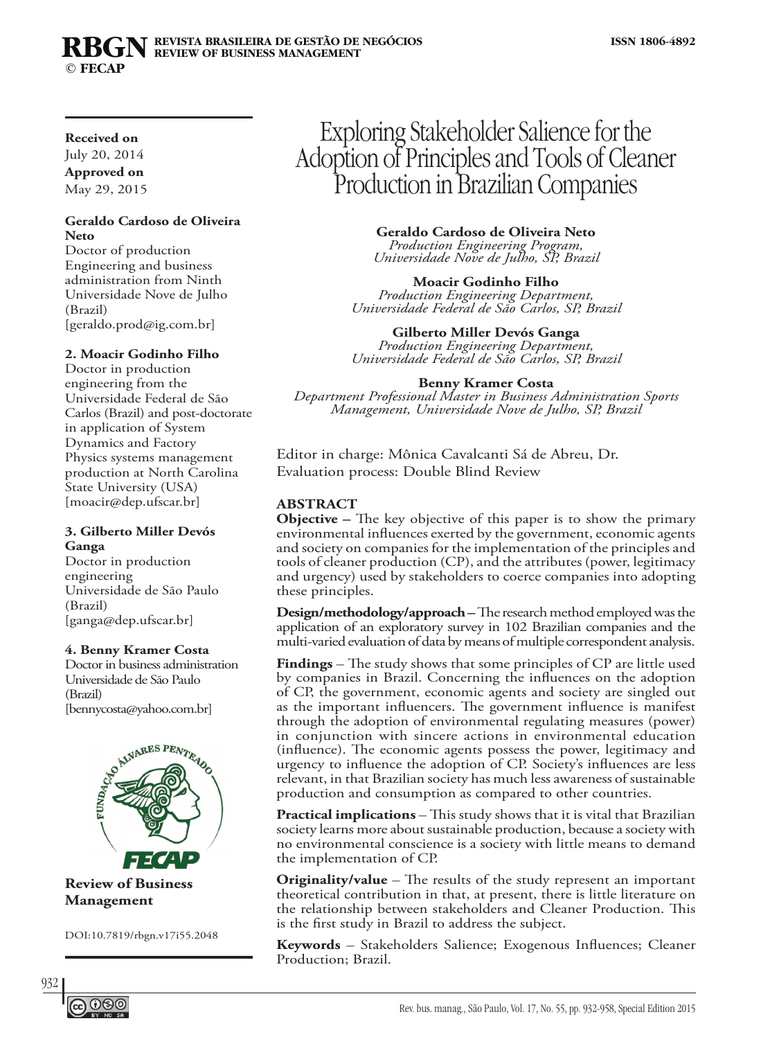# Exploring Stakeholder Salience for the Adoption of Principles and Tools of Cleaner Production in Brazilian Companies

**Geraldo Cardoso de Oliveira Neto**
*Production Engineering Program, Universidade Nove de Julho, SP, Brazil*

**Moacir Godinho Filho**
*Production Engineering Department, Universidade Federal de São Carlos, SP, Brazil*

**Gilberto Miller Devós Ganga**
*Production Engineering Department, Universidade Federal de São Carlos, SP, Brazil*

**Benny Kramer Costa**
*Department Professional Master in Business Administration Sports Management, Universidade Nove de Julho, SP, Brazil*

**Received on**
July 20, 2014
**Approved on**
May 29, 2015

**Geraldo Cardoso de Oliveira Neto**
Doctor of production Engineering and business administration from Ninth Universidade Nove de Julho (Brazil)
[geraldo.prod@ig.com.br]

**2. Moacir Godinho Filho**
Doctor in production engineering from the Universidade Federal de São Carlos (Brazil) and post-doctorate in application of System Dynamics and Factory Physics systems management production at North Carolina State University (USA)
[moacir@dep.ufscar.br]

**3. Gilberto Miller Devós Ganga**
Doctor in production engineering Universidade de São Paulo (Brazil)
[ganga@dep.ufscar.br]

**4. Benny Kramer Costa**
Doctor in business administration Universidade de São Paulo (Brazil)
[bennycosta@yahoo.com.br]

**Review of Business Management**

DOI:10.7819/rbgn.v17i55.2048

Editor in charge: Mônica Cavalcanti Sá de Abreu, Dr.
Evaluation process: Double Blind Review

## ABSTRACT

**Objective** – The key objective of this paper is to show the primary environmental influences exerted by the government, economic agents and society on companies for the implementation of the principles and tools of cleaner production (CP), and the attributes (power, legitimacy and urgency) used by stakeholders to coerce companies into adopting these principles.

**Design/methodology/approach** – The research method employed was the application of an exploratory survey in 102 Brazilian companies and the multi-varied evaluation of data by means of multiple correspondent analysis.

**Findings** – The study shows that some principles of CP are little used by companies in Brazil. Concerning the influences on the adoption of CP, the government, economic agents and society are singled out as the important influencers. The government influence is manifest through the adoption of environmental regulating measures (power) in conjunction with sincere actions in environmental education (influence). The economic agents possess the power, legitimacy and urgency to influence the adoption of CP. Society's influences are less relevant, in that Brazilian society has much less awareness of sustainable production and consumption as compared to other countries.

**Practical implications** – This study shows that it is vital that Brazilian society learns more about sustainable production, because a society with no environmental conscience is a society with little means to demand the implementation of CP.

**Originality/value** – The results of the study represent an important theoretical contribution in that, at present, there is little literature on the relationship between stakeholders and Cleaner Production. This is the first study in Brazil to address the subject.

**Keywords** – Stakeholders Salience; Exogenous Influences; Cleaner Production; Brazil.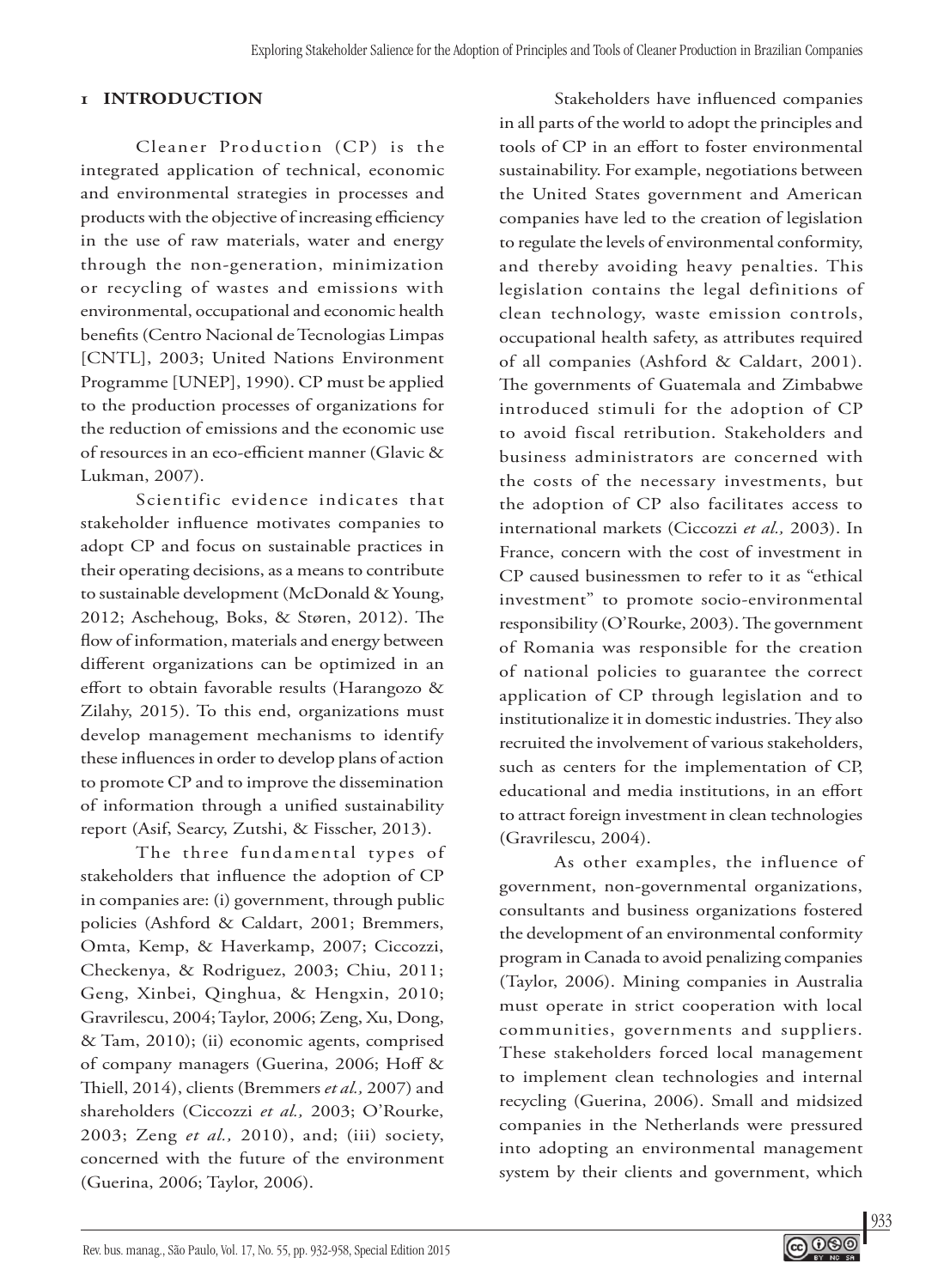## 1 INTRODUCTION

Cleaner Production (CP) is the integrated application of technical, economic and environmental strategies in processes and products with the objective of increasing efficiency in the use of raw materials, water and energy through the non-generation, minimization or recycling of wastes and emissions with environmental, occupational and economic health benefits (Centro Nacional de Tecnologias Limpas [CNTL], 2003; United Nations Environment Programme [UNEP], 1990). CP must be applied to the production processes of organizations for the reduction of emissions and the economic use of resources in an eco-efficient manner (Glavic & Lukman, 2007).

Scientific evidence indicates that stakeholder influence motivates companies to adopt CP and focus on sustainable practices in their operating decisions, as a means to contribute to sustainable development (McDonald & Young, 2012; Aschehoug, Boks, & Støren, 2012). The flow of information, materials and energy between different organizations can be optimized in an effort to obtain favorable results (Harangozo & Zilahy, 2015). To this end, organizations must develop management mechanisms to identify these influences in order to develop plans of action to promote CP and to improve the dissemination of information through a unified sustainability report (Asif, Searcy, Zutshi, & Fisscher, 2013).

The three fundamental types of stakeholders that influence the adoption of CP in companies are: (i) government, through public policies (Ashford & Caldart, 2001; Bremmers, Omta, Kemp, & Haverkamp, 2007; Ciccozzi, Checkenya, & Rodriguez, 2003; Chiu, 2011; Geng, Xinbei, Qinghua, & Hengxin, 2010; Gravrilescu, 2004; Taylor, 2006; Zeng, Xu, Dong, & Tam, 2010); (ii) economic agents, comprised of company managers (Guerina, 2006; Hoff & Thiell, 2014), clients (Bremmers *et al.,* 2007) and shareholders (Ciccozzi *et al.,* 2003; O'Rourke, 2003; Zeng *et al.,* 2010), and; (iii) society, concerned with the future of the environment (Guerina, 2006; Taylor, 2006).

Stakeholders have influenced companies in all parts of the world to adopt the principles and tools of CP in an effort to foster environmental sustainability. For example, negotiations between the United States government and American companies have led to the creation of legislation to regulate the levels of environmental conformity, and thereby avoiding heavy penalties. This legislation contains the legal definitions of clean technology, waste emission controls, occupational health safety, as attributes required of all companies (Ashford & Caldart, 2001). The governments of Guatemala and Zimbabwe introduced stimuli for the adoption of CP to avoid fiscal retribution. Stakeholders and business administrators are concerned with the costs of the necessary investments, but the adoption of CP also facilitates access to international markets (Ciccozzi *et al.,* 2003). In France, concern with the cost of investment in CP caused businessmen to refer to it as "ethical investment" to promote socio-environmental responsibility (O'Rourke, 2003). The government of Romania was responsible for the creation of national policies to guarantee the correct application of CP through legislation and to institutionalize it in domestic industries. They also recruited the involvement of various stakeholders, such as centers for the implementation of CP, educational and media institutions, in an effort to attract foreign investment in clean technologies (Gravrilescu, 2004).

As other examples, the influence of government, non-governmental organizations, consultants and business organizations fostered the development of an environmental conformity program in Canada to avoid penalizing companies (Taylor, 2006). Mining companies in Australia must operate in strict cooperation with local communities, governments and suppliers. These stakeholders forced local management to implement clean technologies and internal recycling (Guerina, 2006). Small and midsized companies in the Netherlands were pressured into adopting an environmental management system by their clients and government, which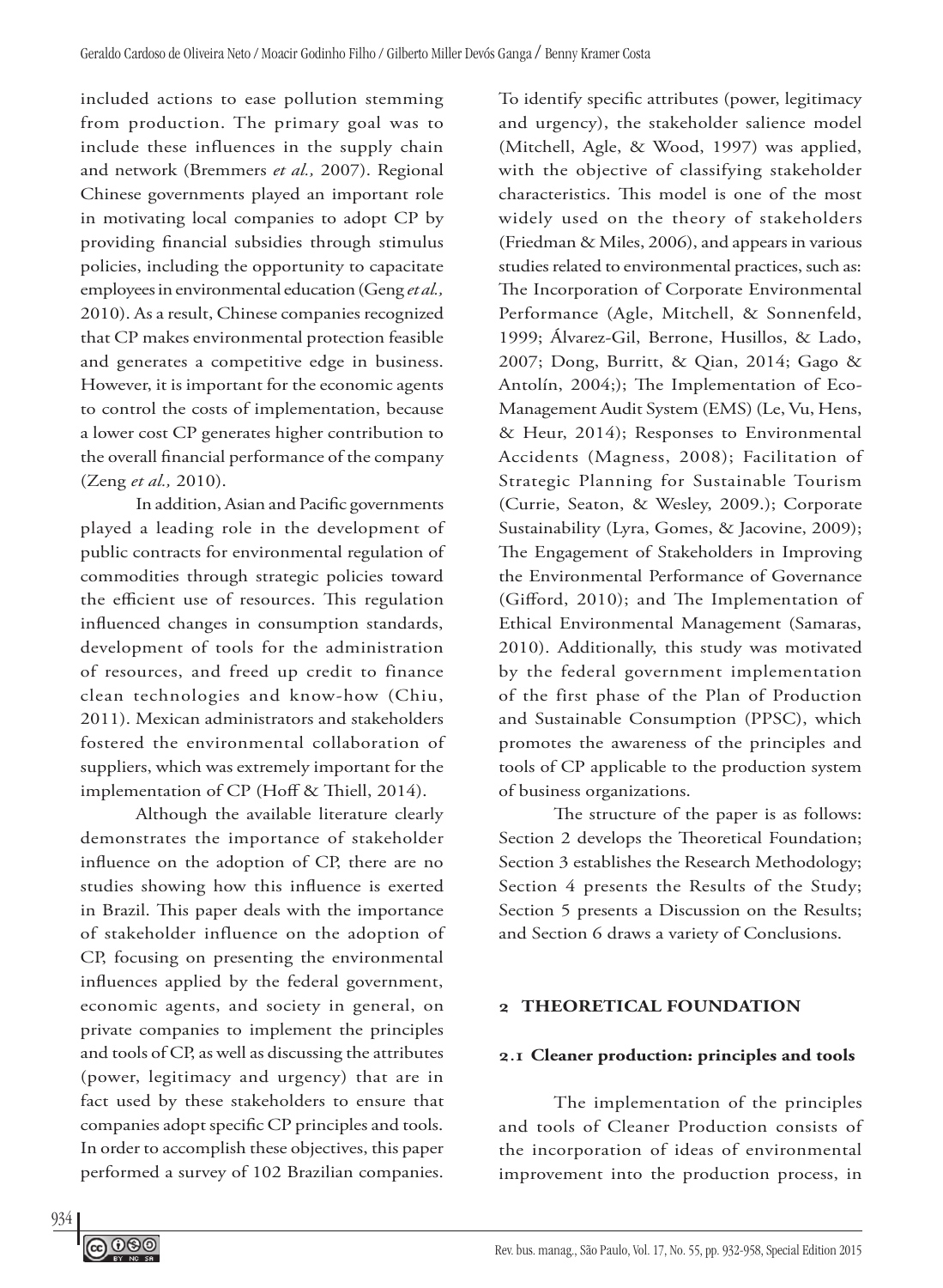included actions to ease pollution stemming from production. The primary goal was to include these influences in the supply chain and network (Bremmers *et al.,* 2007). Regional Chinese governments played an important role in motivating local companies to adopt CP by providing financial subsidies through stimulus policies, including the opportunity to capacitate employees in environmental education (Geng *et al.,* 2010). As a result, Chinese companies recognized that CP makes environmental protection feasible and generates a competitive edge in business. However, it is important for the economic agents to control the costs of implementation, because a lower cost CP generates higher contribution to the overall financial performance of the company (Zeng *et al.,* 2010).

In addition, Asian and Pacific governments played a leading role in the development of public contracts for environmental regulation of commodities through strategic policies toward the efficient use of resources. This regulation influenced changes in consumption standards, development of tools for the administration of resources, and freed up credit to finance clean technologies and know-how (Chiu, 2011). Mexican administrators and stakeholders fostered the environmental collaboration of suppliers, which was extremely important for the implementation of CP (Hoff & Thiell, 2014).

Although the available literature clearly demonstrates the importance of stakeholder influence on the adoption of CP, there are no studies showing how this influence is exerted in Brazil. This paper deals with the importance of stakeholder influence on the adoption of CP, focusing on presenting the environmental influences applied by the federal government, economic agents, and society in general, on private companies to implement the principles and tools of CP, as well as discussing the attributes (power, legitimacy and urgency) that are in fact used by these stakeholders to ensure that companies adopt specific CP principles and tools. In order to accomplish these objectives, this paper performed a survey of 102 Brazilian companies. To identify specific attributes (power, legitimacy and urgency), the stakeholder salience model (Mitchell, Agle, & Wood, 1997) was applied, with the objective of classifying stakeholder characteristics. This model is one of the most widely used on the theory of stakeholders (Friedman & Miles, 2006), and appears in various studies related to environmental practices, such as: The Incorporation of Corporate Environmental Performance (Agle, Mitchell, & Sonnenfeld, 1999; Álvarez-Gil, Berrone, Husillos, & Lado, 2007; Dong, Burritt, & Qian, 2014; Gago & Antolín, 2004;); The Implementation of Eco-Management Audit System (EMS) (Le, Vu, Hens, & Heur, 2014); Responses to Environmental Accidents (Magness, 2008); Facilitation of Strategic Planning for Sustainable Tourism (Currie, Seaton, & Wesley, 2009.); Corporate Sustainability (Lyra, Gomes, & Jacovine, 2009); The Engagement of Stakeholders in Improving the Environmental Performance of Governance (Gifford, 2010); and The Implementation of Ethical Environmental Management (Samaras, 2010). Additionally, this study was motivated by the federal government implementation of the first phase of the Plan of Production and Sustainable Consumption (PPSC), which promotes the awareness of the principles and tools of CP applicable to the production system of business organizations.

The structure of the paper is as follows: Section 2 develops the Theoretical Foundation; Section 3 establishes the Research Methodology; Section 4 presents the Results of the Study; Section 5 presents a Discussion on the Results; and Section 6 draws a variety of Conclusions.

## 2 THEORETICAL FOUNDATION

### 2.1 Cleaner production: principles and tools

The implementation of the principles and tools of Cleaner Production consists of the incorporation of ideas of environmental improvement into the production process, in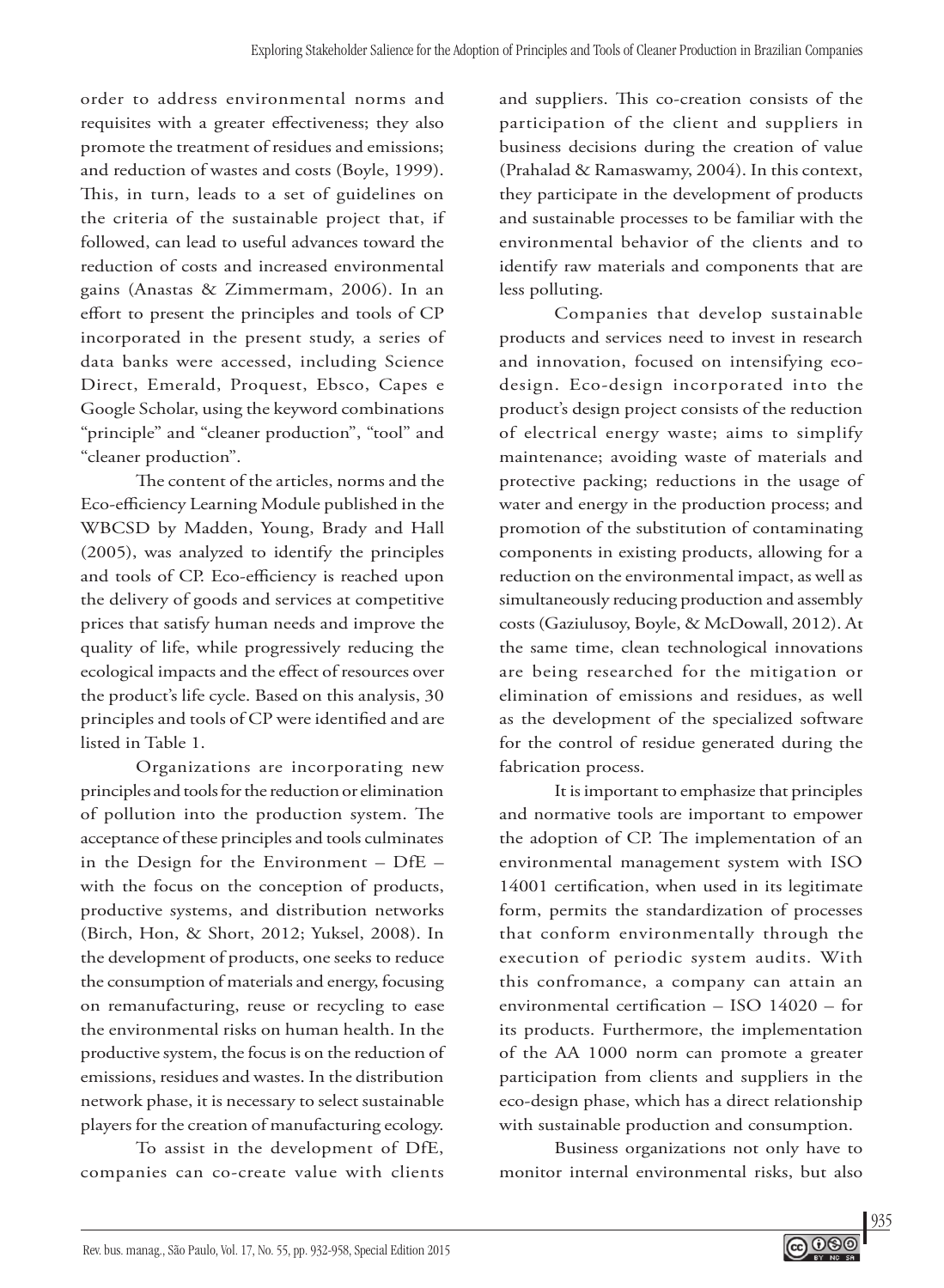order to address environmental norms and requisites with a greater effectiveness; they also promote the treatment of residues and emissions; and reduction of wastes and costs (Boyle, 1999). This, in turn, leads to a set of guidelines on the criteria of the sustainable project that, if followed, can lead to useful advances toward the reduction of costs and increased environmental gains (Anastas & Zimmermam, 2006). In an effort to present the principles and tools of CP incorporated in the present study, a series of data banks were accessed, including Science Direct, Emerald, Proquest, Ebsco, Capes e Google Scholar, using the keyword combinations "principle" and "cleaner production", "tool" and "cleaner production".

The content of the articles, norms and the Eco-efficiency Learning Module published in the WBCSD by Madden, Young, Brady and Hall (2005), was analyzed to identify the principles and tools of CP. Eco-efficiency is reached upon the delivery of goods and services at competitive prices that satisfy human needs and improve the quality of life, while progressively reducing the ecological impacts and the effect of resources over the product's life cycle. Based on this analysis, 30 principles and tools of CP were identified and are listed in Table 1.

Organizations are incorporating new principles and tools for the reduction or elimination of pollution into the production system. The acceptance of these principles and tools culminates in the Design for the Environment – DfE – with the focus on the conception of products, productive systems, and distribution networks (Birch, Hon, & Short, 2012; Yuksel, 2008). In the development of products, one seeks to reduce the consumption of materials and energy, focusing on remanufacturing, reuse or recycling to ease the environmental risks on human health. In the productive system, the focus is on the reduction of emissions, residues and wastes. In the distribution network phase, it is necessary to select sustainable players for the creation of manufacturing ecology.

To assist in the development of DfE, companies can co-create value with clients and suppliers. This co-creation consists of the participation of the client and suppliers in business decisions during the creation of value (Prahalad & Ramaswamy, 2004). In this context, they participate in the development of products and sustainable processes to be familiar with the environmental behavior of the clients and to identify raw materials and components that are less polluting.

Companies that develop sustainable products and services need to invest in research and innovation, focused on intensifying eco-design. Eco-design incorporated into the product's design project consists of the reduction of electrical energy waste; aims to simplify maintenance; avoiding waste of materials and protective packing; reductions in the usage of water and energy in the production process; and promotion of the substitution of contaminating components in existing products, allowing for a reduction on the environmental impact, as well as simultaneously reducing production and assembly costs (Gaziulusoy, Boyle, & McDowall, 2012). At the same time, clean technological innovations are being researched for the mitigation or elimination of emissions and residues, as well as the development of the specialized software for the control of residue generated during the fabrication process.

It is important to emphasize that principles and normative tools are important to empower the adoption of CP. The implementation of an environmental management system with ISO 14001 certification, when used in its legitimate form, permits the standardization of processes that conform environmentally through the execution of periodic system audits. With this confromance, a company can attain an environmental certification – ISO 14020 – for its products. Furthermore, the implementation of the AA 1000 norm can promote a greater participation from clients and suppliers in the eco-design phase, which has a direct relationship with sustainable production and consumption.

Business organizations not only have to monitor internal environmental risks, but also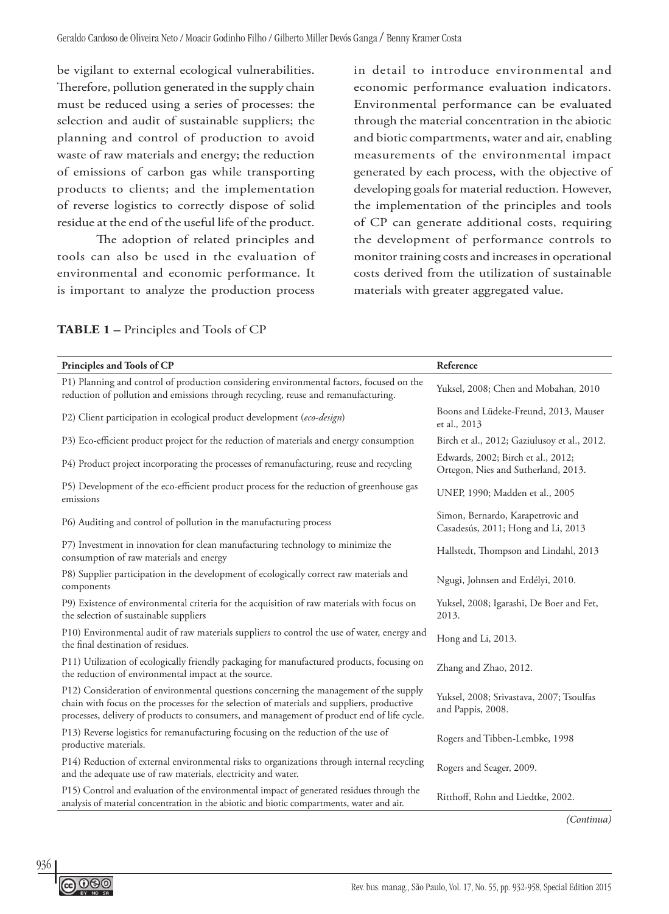be vigilant to external ecological vulnerabilities. Therefore, pollution generated in the supply chain must be reduced using a series of processes: the selection and audit of sustainable suppliers; the planning and control of production to avoid waste of raw materials and energy; the reduction of emissions of carbon gas while transporting products to clients; and the implementation of reverse logistics to correctly dispose of solid residue at the end of the useful life of the product.

The adoption of related principles and tools can also be used in the evaluation of environmental and economic performance. It is important to analyze the production process in detail to introduce environmental and economic performance evaluation indicators. Environmental performance can be evaluated through the material concentration in the abiotic and biotic compartments, water and air, enabling measurements of the environmental impact generated by each process, with the objective of developing goals for material reduction. However, the implementation of the principles and tools of CP can generate additional costs, requiring the development of performance controls to monitor training costs and increases in operational costs derived from the utilization of sustainable materials with greater aggregated value.

**TABLE 1 –** Principles and Tools of CP

| **Principles and Tools of CP** | **Reference** |
|---|---|
| P1) Planning and control of production considering environmental factors, focused on the reduction of pollution and emissions through recycling, reuse and remanufacturing. | Yuksel, 2008; Chen and Mobahan, 2010 |
| P2) Client participation in ecological product development (*eco-design*) | Boons and Lüdeke-Freund, 2013, Mauser et al., 2013 |
| P3) Eco-efficient product project for the reduction of materials and energy consumption | Birch et al., 2012; Gaziulusoy et al., 2012. |
| P4) Product project incorporating the processes of remanufacturing, reuse and recycling | Edwards, 2002; Birch et al., 2012; Ortegon, Nies and Sutherland, 2013. |
| P5) Development of the eco-efficient product process for the reduction of greenhouse gas emissions | UNEP, 1990; Madden et al., 2005 |
| P6) Auditing and control of pollution in the manufacturing process | Simon, Bernardo, Karapetrovic and Casadesús, 2011; Hong and Li, 2013 |
| P7) Investment in innovation for clean manufacturing technology to minimize the consumption of raw materials and energy | Hallstedt, Thompson and Lindahl, 2013 |
| P8) Supplier participation in the development of ecologically correct raw materials and components | Ngugi, Johnsen and Erdélyi, 2010. |
| P9) Existence of environmental criteria for the acquisition of raw materials with focus on the selection of sustainable suppliers | Yuksel, 2008; Igarashi, De Boer and Fet, 2013. |
| P10) Environmental audit of raw materials suppliers to control the use of water, energy and the final destination of residues. | Hong and Li, 2013. |
| P11) Utilization of ecologically friendly packaging for manufactured products, focusing on the reduction of environmental impact at the source. | Zhang and Zhao, 2012. |
| P12) Consideration of environmental questions concerning the management of the supply chain with focus on the processes for the selection of materials and suppliers, productive processes, delivery of products to consumers, and management of product end of life cycle. | Yuksel, 2008; Srivastava, 2007; Tsoulfas and Pappis, 2008. |
| P13) Reverse logistics for remanufacturing focusing on the reduction of the use of productive materials. | Rogers and Tibben-Lembke, 1998 |
| P14) Reduction of external environmental risks to organizations through internal recycling and the adequate use of raw materials, electricity and water. | Rogers and Seager, 2009. |
| P15) Control and evaluation of the environmental impact of generated residues through the analysis of material concentration in the abiotic and biotic compartments, water and air. | Ritthoff, Rohn and Liedtke, 2002. |

*(Continua)*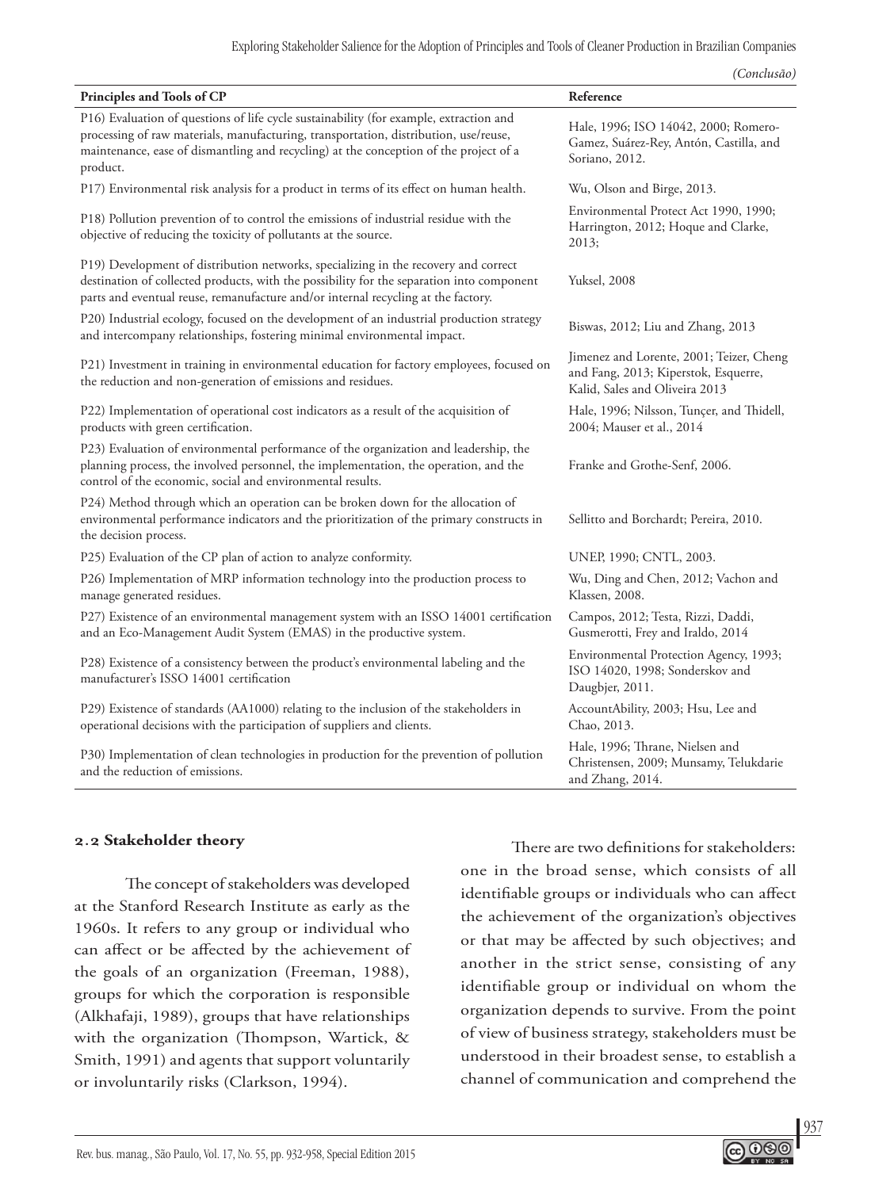*(Conclusão)*

| Principles and Tools of CP | Reference |
|---|---|
| P16) Evaluation of questions of life cycle sustainability (for example, extraction and processing of raw materials, manufacturing, transportation, distribution, use/reuse, maintenance, ease of dismantling and recycling) at the conception of the project of a product. | Hale, 1996; ISO 14042, 2000; Romero-Gamez, Suárez-Rey, Antón, Castilla, and Soriano, 2012. |
| P17) Environmental risk analysis for a product in terms of its effect on human health. | Wu, Olson and Birge, 2013. |
| P18) Pollution prevention of to control the emissions of industrial residue with the objective of reducing the toxicity of pollutants at the source. | Environmental Protect Act 1990, 1990; Harrington, 2012; Hoque and Clarke, 2013; |
| P19) Development of distribution networks, specializing in the recovery and correct destination of collected products, with the possibility for the separation into component parts and eventual reuse, remanufacture and/or internal recycling at the factory. | Yuksel, 2008 |
| P20) Industrial ecology, focused on the development of an industrial production strategy and intercompany relationships, fostering minimal environmental impact. | Biswas, 2012; Liu and Zhang, 2013 |
| P21) Investment in training in environmental education for factory employees, focused on the reduction and non-generation of emissions and residues. | Jimenez and Lorente, 2001; Teizer, Cheng and Fang, 2013; Kiperstok, Esquerre, Kalid, Sales and Oliveira 2013 |
| P22) Implementation of operational cost indicators as a result of the acquisition of products with green certification. | Hale, 1996; Nilsson, Tunçer, and Thidell, 2004; Mauser et al., 2014 |
| P23) Evaluation of environmental performance of the organization and leadership, the planning process, the involved personnel, the implementation, the operation, and the control of the economic, social and environmental results. | Franke and Grothe-Senf, 2006. |
| P24) Method through which an operation can be broken down for the allocation of environmental performance indicators and the prioritization of the primary constructs in the decision process. | Sellitto and Borchardt; Pereira, 2010. |
| P25) Evaluation of the CP plan of action to analyze conformity. | UNEP, 1990; CNTL, 2003. |
| P26) Implementation of MRP information technology into the production process to manage generated residues. | Wu, Ding and Chen, 2012; Vachon and Klassen, 2008. |
| P27) Existence of an environmental management system with an ISSO 14001 certification and an Eco-Management Audit System (EMAS) in the productive system. | Campos, 2012; Testa, Rizzi, Daddi, Gusmerotti, Frey and Iraldo, 2014 |
| P28) Existence of a consistency between the product's environmental labeling and the manufacturer's ISSO 14001 certification | Environmental Protection Agency, 1993; ISO 14020, 1998; Sonderskov and Daugbjer, 2011. |
| P29) Existence of standards (AA1000) relating to the inclusion of the stakeholders in operational decisions with the participation of suppliers and clients. | AccountAbility, 2003; Hsu, Lee and Chao, 2013. |
| P30) Implementation of clean technologies in production for the prevention of pollution and the reduction of emissions. | Hale, 1996; Thrane, Nielsen and Christensen, 2009; Munsamy, Telukdarie and Zhang, 2014. |

## 2.2 Stakeholder theory

The concept of stakeholders was developed at the Stanford Research Institute as early as the 1960s. It refers to any group or individual who can affect or be affected by the achievement of the goals of an organization (Freeman, 1988), groups for which the corporation is responsible (Alkhafaji, 1989), groups that have relationships with the organization (Thompson, Wartick, & Smith, 1991) and agents that support voluntarily or involuntarily risks (Clarkson, 1994).

There are two definitions for stakeholders: one in the broad sense, which consists of all identifiable groups or individuals who can affect the achievement of the organization's objectives or that may be affected by such objectives; and another in the strict sense, consisting of any identifiable group or individual on whom the organization depends to survive. From the point of view of business strategy, stakeholders must be understood in their broadest sense, to establish a channel of communication and comprehend the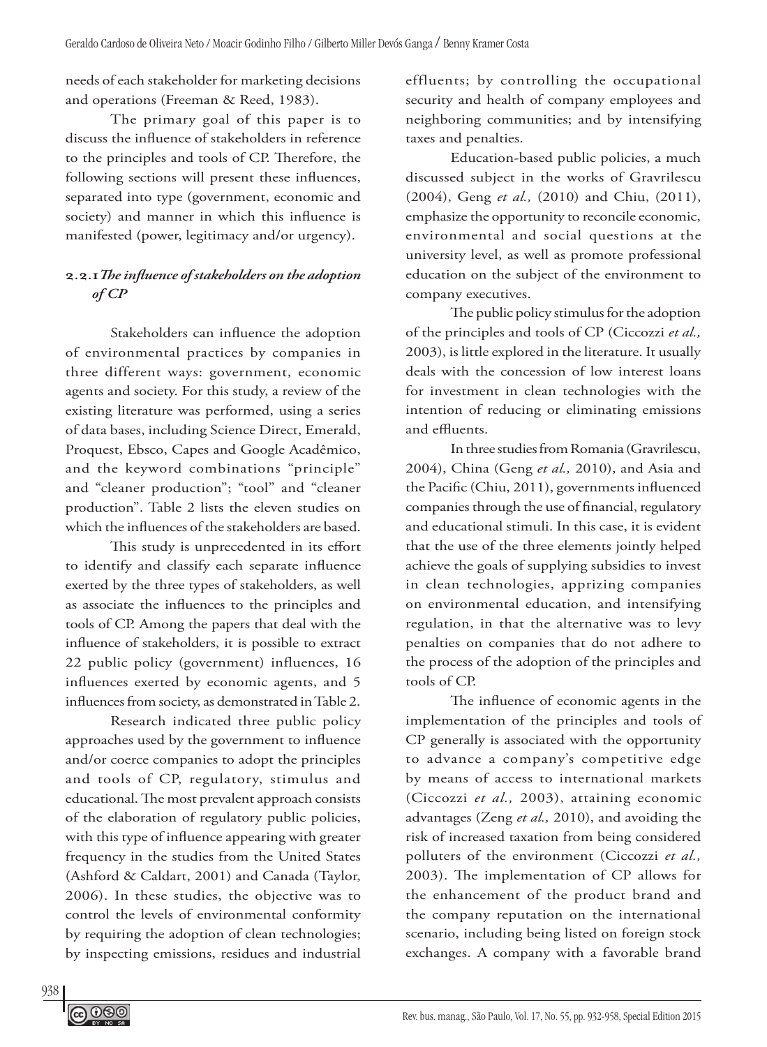needs of each stakeholder for marketing decisions and operations (Freeman & Reed, 1983).

The primary goal of this paper is to discuss the influence of stakeholders in reference to the principles and tools of CP. Therefore, the following sections will present these influences, separated into type (government, economic and society) and manner in which this influence is manifested (power, legitimacy and/or urgency).

### 2.2.1 *The influence of stakeholders on the adoption of CP*

Stakeholders can influence the adoption of environmental practices by companies in three different ways: government, economic agents and society. For this study, a review of the existing literature was performed, using a series of data bases, including Science Direct, Emerald, Proquest, Ebsco, Capes and Google Acadêmico, and the keyword combinations "principle" and "cleaner production"; "tool" and "cleaner production". Table 2 lists the eleven studies on which the influences of the stakeholders are based.

This study is unprecedented in its effort to identify and classify each separate influence exerted by the three types of stakeholders, as well as associate the influences to the principles and tools of CP. Among the papers that deal with the influence of stakeholders, it is possible to extract 22 public policy (government) influences, 16 influences exerted by economic agents, and 5 influences from society, as demonstrated in Table 2.

Research indicated three public policy approaches used by the government to influence and/or coerce companies to adopt the principles and tools of CP, regulatory, stimulus and educational. The most prevalent approach consists of the elaboration of regulatory public policies, with this type of influence appearing with greater frequency in the studies from the United States (Ashford & Caldart, 2001) and Canada (Taylor, 2006). In these studies, the objective was to control the levels of environmental conformity by requiring the adoption of clean technologies; by inspecting emissions, residues and industrial effluents; by controlling the occupational security and health of company employees and neighboring communities; and by intensifying taxes and penalties.

Education-based public policies, a much discussed subject in the works of Gravrilescu (2004), Geng *et al.,* (2010) and Chiu, (2011), emphasize the opportunity to reconcile economic, environmental and social questions at the university level, as well as promote professional education on the subject of the environment to company executives.

The public policy stimulus for the adoption of the principles and tools of CP (Ciccozzi *et al.,* 2003), is little explored in the literature. It usually deals with the concession of low interest loans for investment in clean technologies with the intention of reducing or eliminating emissions and effluents.

In three studies from Romania (Gravrilescu, 2004), China (Geng *et al.,* 2010), and Asia and the Pacific (Chiu, 2011), governments influenced companies through the use of financial, regulatory and educational stimuli. In this case, it is evident that the use of the three elements jointly helped achieve the goals of supplying subsidies to invest in clean technologies, apprizing companies on environmental education, and intensifying regulation, in that the alternative was to levy penalties on companies that do not adhere to the process of the adoption of the principles and tools of CP.

The influence of economic agents in the implementation of the principles and tools of CP generally is associated with the opportunity to advance a company's competitive edge by means of access to international markets (Ciccozzi *et al.,* 2003), attaining economic advantages (Zeng *et al.,* 2010), and avoiding the risk of increased taxation from being considered polluters of the environment (Ciccozzi *et al.,* 2003). The implementation of CP allows for the enhancement of the product brand and the company reputation on the international scenario, including being listed on foreign stock exchanges. A company with a favorable brand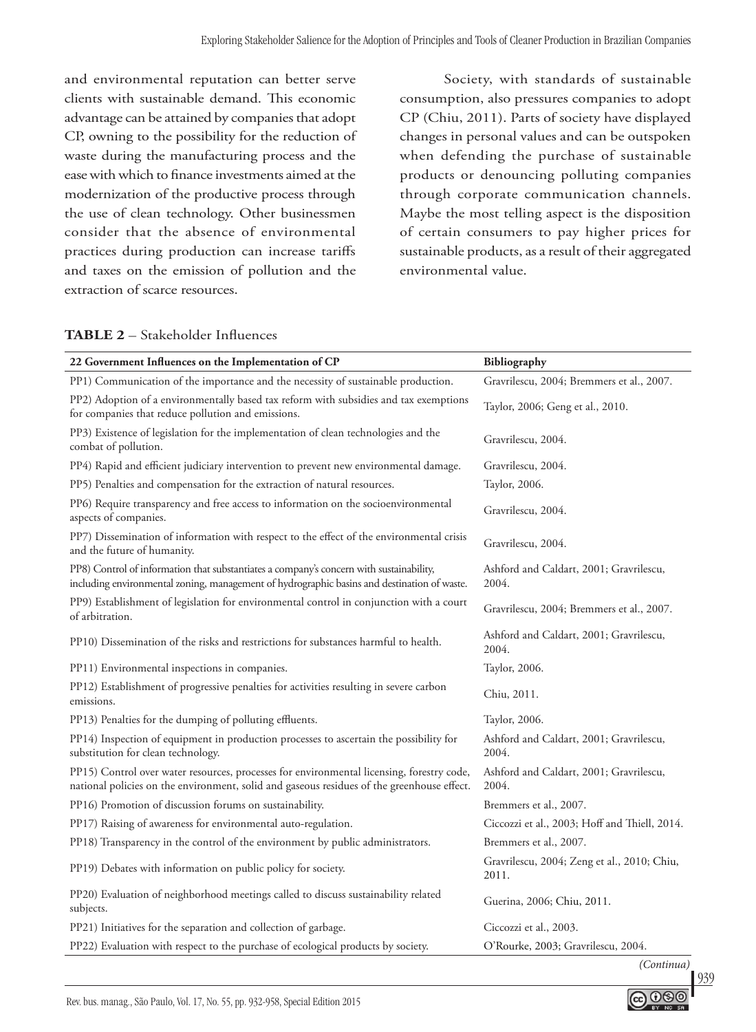and environmental reputation can better serve clients with sustainable demand. This economic advantage can be attained by companies that adopt CP, owning to the possibility for the reduction of waste during the manufacturing process and the ease with which to finance investments aimed at the modernization of the productive process through the use of clean technology. Other businessmen consider that the absence of environmental practices during production can increase tariffs and taxes on the emission of pollution and the extraction of scarce resources.

Society, with standards of sustainable consumption, also pressures companies to adopt CP (Chiu, 2011). Parts of society have displayed changes in personal values and can be outspoken when defending the purchase of sustainable products or denouncing polluting companies through corporate communication channels. Maybe the most telling aspect is the disposition of certain consumers to pay higher prices for sustainable products, as a result of their aggregated environmental value.

**TABLE 2** – Stakeholder Influences

| 22 Government Influences on the Implementation of CP | Bibliography |
|---|---|
| PP1) Communication of the importance and the necessity of sustainable production. | Gravrilescu, 2004; Bremmers et al., 2007. |
| PP2) Adoption of a environmentally based tax reform with subsidies and tax exemptions for companies that reduce pollution and emissions. | Taylor, 2006; Geng et al., 2010. |
| PP3) Existence of legislation for the implementation of clean technologies and the combat of pollution. | Gravrilescu, 2004. |
| PP4) Rapid and efficient judiciary intervention to prevent new environmental damage. | Gravrilescu, 2004. |
| PP5) Penalties and compensation for the extraction of natural resources. | Taylor, 2006. |
| PP6) Require transparency and free access to information on the socioenvironmental aspects of companies. | Gravrilescu, 2004. |
| PP7) Dissemination of information with respect to the effect of the environmental crisis and the future of humanity. | Gravrilescu, 2004. |
| PP8) Control of information that substantiates a company's concern with sustainability, including environmental zoning, management of hydrographic basins and destination of waste. | Ashford and Caldart, 2001; Gravrilescu, 2004. |
| PP9) Establishment of legislation for environmental control in conjunction with a court of arbitration. | Gravrilescu, 2004; Bremmers et al., 2007. |
| PP10) Dissemination of the risks and restrictions for substances harmful to health. | Ashford and Caldart, 2001; Gravrilescu, 2004. |
| PP11) Environmental inspections in companies. | Taylor, 2006. |
| PP12) Establishment of progressive penalties for activities resulting in severe carbon emissions. | Chiu, 2011. |
| PP13) Penalties for the dumping of polluting effluents. | Taylor, 2006. |
| PP14) Inspection of equipment in production processes to ascertain the possibility for substitution for clean technology. | Ashford and Caldart, 2001; Gravrilescu, 2004. |
| PP15) Control over water resources, processes for environmental licensing, forestry code, national policies on the environment, solid and gaseous residues of the greenhouse effect. | Ashford and Caldart, 2001; Gravrilescu, 2004. |
| PP16) Promotion of discussion forums on sustainability. | Bremmers et al., 2007. |
| PP17) Raising of awareness for environmental auto-regulation. | Ciccozzi et al., 2003; Hoff and Thiell, 2014. |
| PP18) Transparency in the control of the environment by public administrators. | Bremmers et al., 2007. |
| PP19) Debates with information on public policy for society. | Gravrilescu, 2004; Zeng et al., 2010; Chiu, 2011. |
| PP20) Evaluation of neighborhood meetings called to discuss sustainability related subjects. | Guerina, 2006; Chiu, 2011. |
| PP21) Initiatives for the separation and collection of garbage. | Ciccozzi et al., 2003. |
| PP22) Evaluation with respect to the purchase of ecological products by society. | O'Rourke, 2003; Gravrilescu, 2004. |

*(Continua)*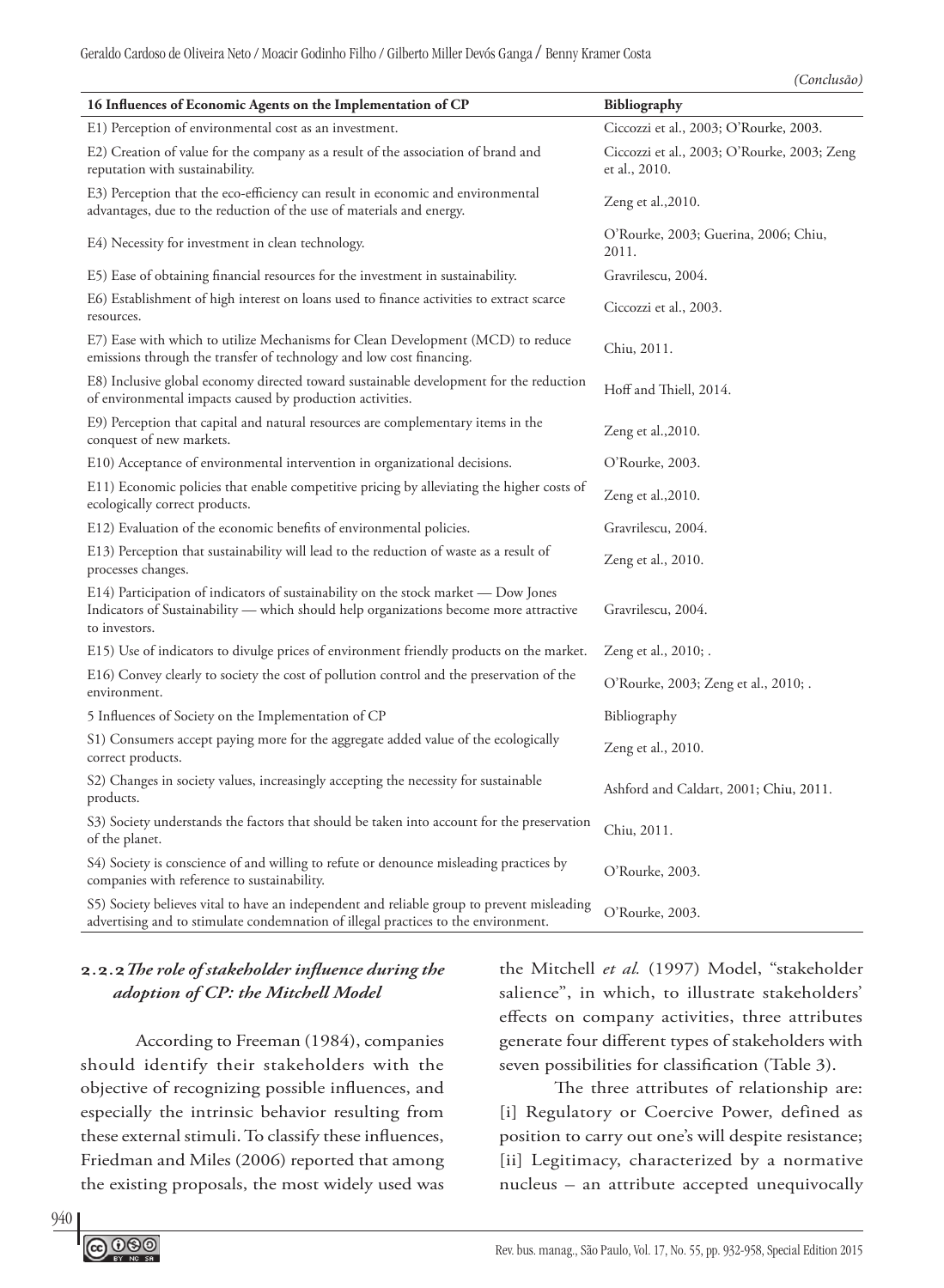*(Conclusão)*

| 16 Influences of Economic Agents on the Implementation of CP | Bibliography |
|---|---|
| E1) Perception of environmental cost as an investment. | Ciccozzi et al., 2003; O'Rourke, 2003. |
| E2) Creation of value for the company as a result of the association of brand and reputation with sustainability. | Ciccozzi et al., 2003; O'Rourke, 2003; Zeng et al., 2010. |
| E3) Perception that the eco-efficiency can result in economic and environmental advantages, due to the reduction of the use of materials and energy. | Zeng et al.,2010. |
| E4) Necessity for investment in clean technology. | O'Rourke, 2003; Guerina, 2006; Chiu, 2011. |
| E5) Ease of obtaining financial resources for the investment in sustainability. | Gravrilescu, 2004. |
| E6) Establishment of high interest on loans used to finance activities to extract scarce resources. | Ciccozzi et al., 2003. |
| E7) Ease with which to utilize Mechanisms for Clean Development (MCD) to reduce emissions through the transfer of technology and low cost financing. | Chiu, 2011. |
| E8) Inclusive global economy directed toward sustainable development for the reduction of environmental impacts caused by production activities. | Hoff and Thiell, 2014. |
| E9) Perception that capital and natural resources are complementary items in the conquest of new markets. | Zeng et al.,2010. |
| E10) Acceptance of environmental intervention in organizational decisions. | O'Rourke, 2003. |
| E11) Economic policies that enable competitive pricing by alleviating the higher costs of ecologically correct products. | Zeng et al.,2010. |
| E12) Evaluation of the economic benefits of environmental policies. | Gravrilescu, 2004. |
| E13) Perception that sustainability will lead to the reduction of waste as a result of processes changes. | Zeng et al., 2010. |
| E14) Participation of indicators of sustainability on the stock market — Dow Jones Indicators of Sustainability — which should help organizations become more attractive to investors. | Gravrilescu, 2004. |
| E15) Use of indicators to divulge prices of environment friendly products on the market. | Zeng et al., 2010; . |
| E16) Convey clearly to society the cost of pollution control and the preservation of the environment. | O'Rourke, 2003; Zeng et al., 2010; . |
| 5 Influences of Society on the Implementation of CP | Bibliography |
| S1) Consumers accept paying more for the aggregate added value of the ecologically correct products. | Zeng et al., 2010. |
| S2) Changes in society values, increasingly accepting the necessity for sustainable products. | Ashford and Caldart, 2001; Chiu, 2011. |
| S3) Society understands the factors that should be taken into account for the preservation of the planet. | Chiu, 2011. |
| S4) Society is conscience of and willing to refute or denounce misleading practices by companies with reference to sustainability. | O'Rourke, 2003. |
| S5) Society believes vital to have an independent and reliable group to prevent misleading advertising and to stimulate condemnation of illegal practices to the environment. | O'Rourke, 2003. |

### 2.2.2 *The role of stakeholder influence during the adoption of CP: the Mitchell Model*

According to Freeman (1984), companies should identify their stakeholders with the objective of recognizing possible influences, and especially the intrinsic behavior resulting from these external stimuli. To classify these influences, Friedman and Miles (2006) reported that among the existing proposals, the most widely used was the Mitchell *et al.* (1997) Model, "stakeholder salience", in which, to illustrate stakeholders' effects on company activities, three attributes generate four different types of stakeholders with seven possibilities for classification (Table 3).

The three attributes of relationship are: [i] Regulatory or Coercive Power, defined as position to carry out one's will despite resistance; [ii] Legitimacy, characterized by a normative nucleus – an attribute accepted unequivocally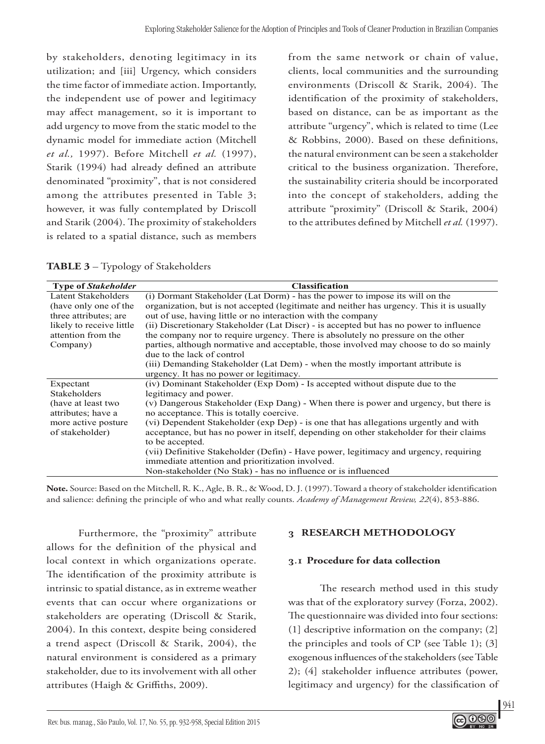by stakeholders, denoting legitimacy in its utilization; and [iii] Urgency, which considers the time factor of immediate action. Importantly, the independent use of power and legitimacy may affect management, so it is important to add urgency to move from the static model to the dynamic model for immediate action (Mitchell *et al.,* 1997). Before Mitchell *et al.* (1997), Starik (1994) had already defined an attribute denominated "proximity", that is not considered among the attributes presented in Table 3; however, it was fully contemplated by Driscoll and Starik (2004). The proximity of stakeholders is related to a spatial distance, such as members from the same network or chain of value, clients, local communities and the surrounding environments (Driscoll & Starik, 2004). The identification of the proximity of stakeholders, based on distance, can be as important as the attribute "urgency", which is related to time (Lee & Robbins, 2000). Based on these definitions, the natural environment can be seen a stakeholder critical to the business organization. Therefore, the sustainability criteria should be incorporated into the concept of stakeholders, adding the attribute "proximity" (Driscoll & Starik, 2004) to the attributes defined by Mitchell *et al.* (1997).

**TABLE 3** – Typology of Stakeholders

| Type of *Stakeholder* | Classification |
|---|---|
| Latent Stakeholders (have only one of the three attributes; are likely to receive little attention from the Company) | (i) Dormant Stakeholder (Lat Dorm) - has the power to impose its will on the organization, but is not accepted (legitimate and neither has urgency. This it is usually out of use, having little or no interaction with the company<br>(ii) Discretionary Stakeholder (Lat Discr) - is accepted but has no power to influence the company nor to require urgency. There is absolutely no pressure on the other parties, although normative and acceptable, those involved may choose to do so mainly due to the lack of control<br>(iii) Demanding Stakeholder (Lat Dem) - when the mostly important attribute is urgency. It has no power or legitimacy. |
| Expectant Stakeholders (have at least two attributes; have a more active posture of stakeholder) | (iv) Dominant Stakeholder (Exp Dom) - Is accepted without dispute due to the legitimacy and power.<br>(v) Dangerous Stakeholder (Exp Dang) - When there is power and urgency, but there is no acceptance. This is totally coercive.<br>(vi) Dependent Stakeholder (exp Dep) - is one that has allegations urgently and with acceptance, but has no power in itself, depending on other stakeholder for their claims to be accepted.<br>(vii) Definitive Stakeholder (Defin) - Have power, legitimacy and urgency, requiring immediate attention and prioritization involved.<br>Non-stakeholder (No Stak) - has no influence or is influenced |

**Note.** Source: Based on the Mitchell, R. K., Agle, B. R., & Wood, D. J. (1997). Toward a theory of stakeholder identification and salience: defining the principle of who and what really counts. *Academy of Management Review, 22*(4), 853-886.

Furthermore, the "proximity" attribute allows for the definition of the physical and local context in which organizations operate. The identification of the proximity attribute is intrinsic to spatial distance, as in extreme weather events that can occur where organizations or stakeholders are operating (Driscoll & Starik, 2004). In this context, despite being considered a trend aspect (Driscoll & Starik, 2004), the natural environment is considered as a primary stakeholder, due to its involvement with all other attributes (Haigh & Griffiths, 2009).

## 3 RESEARCH METHODOLOGY

### 3.1 Procedure for data collection

The research method used in this study was that of the exploratory survey (Forza, 2002). The questionnaire was divided into four sections: (1) descriptive information on the company; (2) the principles and tools of CP (see Table 1); (3) exogenous influences of the stakeholders (see Table 2); (4) stakeholder influence attributes (power, legitimacy and urgency) for the classification of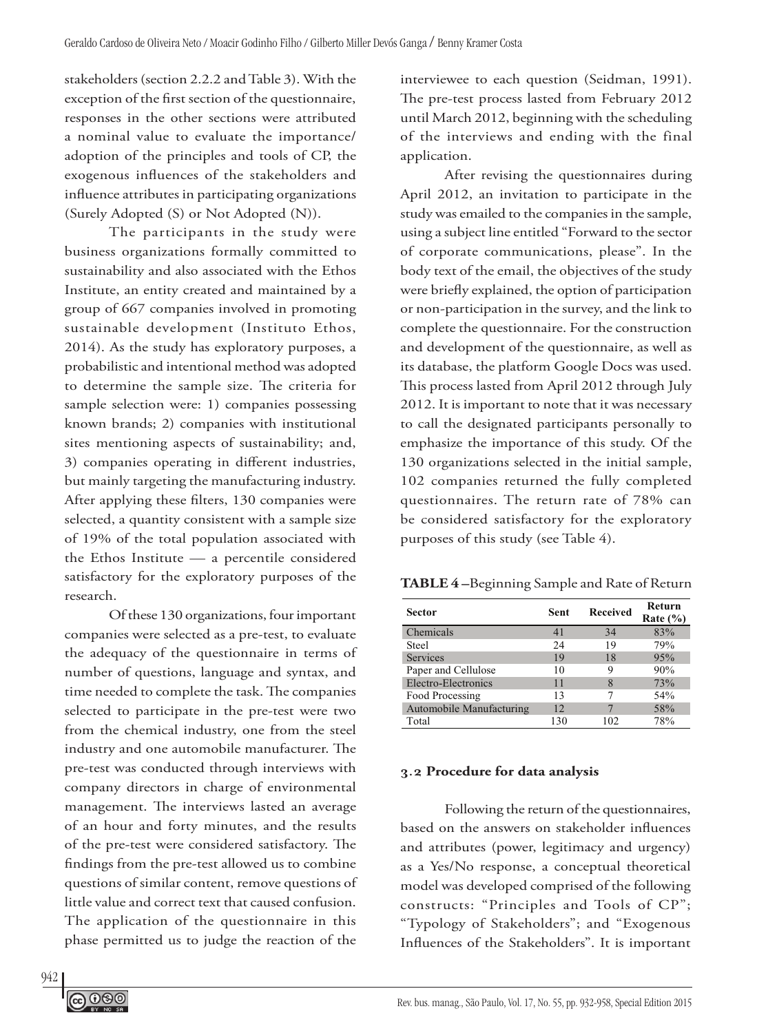stakeholders (section 2.2.2 and Table 3). With the exception of the first section of the questionnaire, responses in the other sections were attributed a nominal value to evaluate the importance/ adoption of the principles and tools of CP, the exogenous influences of the stakeholders and influence attributes in participating organizations (Surely Adopted (S) or Not Adopted (N)).

The participants in the study were business organizations formally committed to sustainability and also associated with the Ethos Institute, an entity created and maintained by a group of 667 companies involved in promoting sustainable development (Instituto Ethos, 2014). As the study has exploratory purposes, a probabilistic and intentional method was adopted to determine the sample size. The criteria for sample selection were: 1) companies possessing known brands; 2) companies with institutional sites mentioning aspects of sustainability; and, 3) companies operating in different industries, but mainly targeting the manufacturing industry. After applying these filters, 130 companies were selected, a quantity consistent with a sample size of 19% of the total population associated with the Ethos Institute — a percentile considered satisfactory for the exploratory purposes of the research.

Of these 130 organizations, four important companies were selected as a pre-test, to evaluate the adequacy of the questionnaire in terms of number of questions, language and syntax, and time needed to complete the task. The companies selected to participate in the pre-test were two from the chemical industry, one from the steel industry and one automobile manufacturer. The pre-test was conducted through interviews with company directors in charge of environmental management. The interviews lasted an average of an hour and forty minutes, and the results of the pre-test were considered satisfactory. The findings from the pre-test allowed us to combine questions of similar content, remove questions of little value and correct text that caused confusion. The application of the questionnaire in this phase permitted us to judge the reaction of the interviewee to each question (Seidman, 1991). The pre-test process lasted from February 2012 until March 2012, beginning with the scheduling of the interviews and ending with the final application.

After revising the questionnaires during April 2012, an invitation to participate in the study was emailed to the companies in the sample, using a subject line entitled "Forward to the sector of corporate communications, please". In the body text of the email, the objectives of the study were briefly explained, the option of participation or non-participation in the survey, and the link to complete the questionnaire. For the construction and development of the questionnaire, as well as its database, the platform Google Docs was used. This process lasted from April 2012 through July 2012. It is important to note that it was necessary to call the designated participants personally to emphasize the importance of this study. Of the 130 organizations selected in the initial sample, 102 companies returned the fully completed questionnaires. The return rate of 78% can be considered satisfactory for the exploratory purposes of this study (see Table 4).

**TABLE 4** –Beginning Sample and Rate of Return

| Sector | Sent | Received | Return Rate (%) |
|---|---|---|---|
| Chemicals | 41 | 34 | 83% |
| Steel | 24 | 19 | 79% |
| Services | 19 | 18 | 95% |
| Paper and Cellulose | 10 | 9 | 90% |
| Electro-Electronics | 11 | 8 | 73% |
| Food Processing | 13 | 7 | 54% |
| Automobile Manufacturing | 12 | 7 | 58% |
| Total | 130 | 102 | 78% |

### 3.2 Procedure for data analysis

Following the return of the questionnaires, based on the answers on stakeholder influences and attributes (power, legitimacy and urgency) as a Yes/No response, a conceptual theoretical model was developed comprised of the following constructs: "Principles and Tools of CP"; "Typology of Stakeholders"; and "Exogenous Influences of the Stakeholders". It is important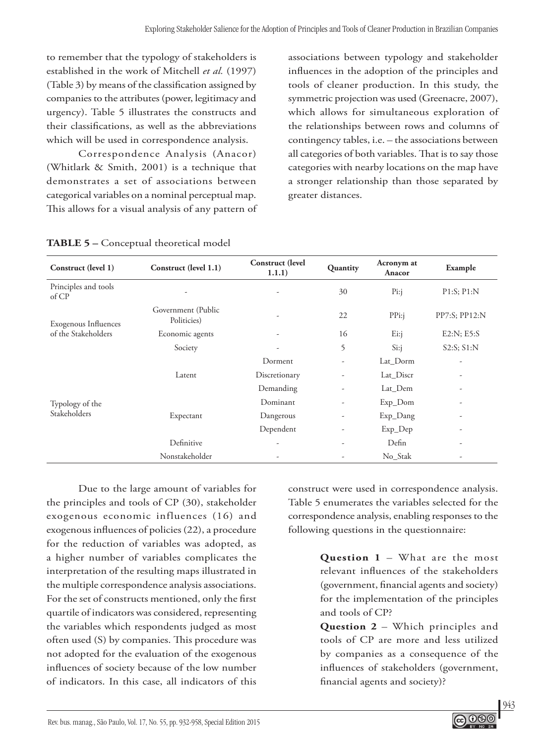to remember that the typology of stakeholders is established in the work of Mitchell *et al.* (1997) (Table 3) by means of the classification assigned by companies to the attributes (power, legitimacy and urgency). Table 5 illustrates the constructs and their classifications, as well as the abbreviations which will be used in correspondence analysis.

Correspondence Analysis (Anacor) (Whitlark & Smith, 2001) is a technique that demonstrates a set of associations between categorical variables on a nominal perceptual map. This allows for a visual analysis of any pattern of associations between typology and stakeholder influences in the adoption of the principles and tools of cleaner production. In this study, the symmetric projection was used (Greenacre, 2007), which allows for simultaneous exploration of the relationships between rows and columns of contingency tables, i.e. – the associations between all categories of both variables. That is to say those categories with nearby locations on the map have a stronger relationship than those separated by greater distances.

**TABLE 5 –** Conceptual theoretical model

| Construct (level 1) | Construct (level 1.1) | Construct (level 1.1.1) | Quantity | Acronym at Anacor | Example |
|---|---|---|---|---|---|
| Principles and tools of CP | - | - | 30 | Pi:j | P1:S; P1:N |
| Exogenous Influences of the Stakeholders | Government (Public Politicies) | - | 22 | PPi:j | PP7:S; PP12:N |
| | Economic agents | - | 16 | Ei:j | E2:N; E5:S |
| | Society | - | 5 | Si:j | S2:S; S1:N |
| Typology of the Stakeholders | Latent | Dorment | - | Lat_Dorm | - |
| | | Discretionary | - | Lat_Discr | - |
| | | Demanding | - | Lat_Dem | - |
| | Expectant | Dominant | - | Exp_Dom | - |
| | | Dangerous | - | Exp_Dang | - |
| | | Dependent | - | Exp_Dep | - |
| | Definitive | - | - | Defin | - |
| | Nonstakeholder | - | - | No_Stak | - |

Due to the large amount of variables for the principles and tools of CP (30), stakeholder exogenous economic influences (16) and exogenous influences of policies (22), a procedure for the reduction of variables was adopted, as a higher number of variables complicates the interpretation of the resulting maps illustrated in the multiple correspondence analysis associations. For the set of constructs mentioned, only the first quartile of indicators was considered, representing the variables which respondents judged as most often used (S) by companies. This procedure was not adopted for the evaluation of the exogenous influences of society because of the low number of indicators. In this case, all indicators of this construct were used in correspondence analysis. Table 5 enumerates the variables selected for the correspondence analysis, enabling responses to the following questions in the questionnaire:

> **Question 1** – What are the most relevant influences of the stakeholders (government, financial agents and society) for the implementation of the principles and tools of CP?
>
> **Question 2** – Which principles and tools of CP are more and less utilized by companies as a consequence of the influences of stakeholders (government, financial agents and society)?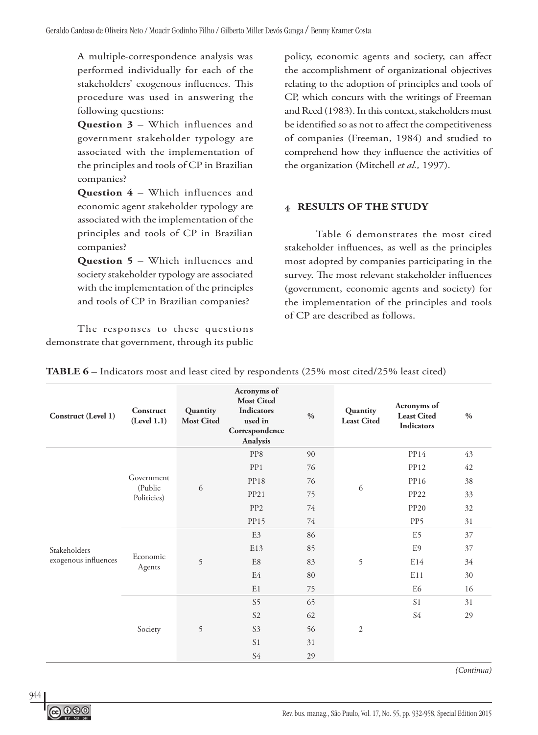A multiple-correspondence analysis was performed individually for each of the stakeholders' exogenous influences. This procedure was used in answering the following questions:

**Question 3** – Which influences and government stakeholder typology are associated with the implementation of the principles and tools of CP in Brazilian companies?

**Question 4** – Which influences and economic agent stakeholder typology are associated with the implementation of the principles and tools of CP in Brazilian companies?

**Question 5** – Which influences and society stakeholder typology are associated with the implementation of the principles and tools of CP in Brazilian companies?

The responses to these questions demonstrate that government, through its public policy, economic agents and society, can affect the accomplishment of organizational objectives relating to the adoption of principles and tools of CP, which concurs with the writings of Freeman and Reed (1983). In this context, stakeholders must be identified so as not to affect the competitiveness of companies (Freeman, 1984) and studied to comprehend how they influence the activities of the organization (Mitchell *et al.,* 1997).

## 4 RESULTS OF THE STUDY

Table 6 demonstrates the most cited stakeholder influences, as well as the principles most adopted by companies participating in the survey. The most relevant stakeholder influences (government, economic agents and society) for the implementation of the principles and tools of CP are described as follows.

**TABLE 6 –** Indicators most and least cited by respondents (25% most cited/25% least cited)

| Construct (Level 1) | Construct (Level 1.1) | Quantity Most Cited | Acronyms of Most Cited Indicators used in Correspondence Analysis | % | Quantity Least Cited | Acronyms of Least Cited Indicators | % |
|---|---|---|---|---|---|---|---|
| Stakeholders exogenous influences | Government (Public Politicies) | 6 | PP8 | 90 | 6 | PP14 | 43 |
| | | | PP1 | 76 | | PP12 | 42 |
| | | | PP18 | 76 | | PP16 | 38 |
| | | | PP21 | 75 | | PP22 | 33 |
| | | | PP2 | 74 | | PP20 | 32 |
| | | | PP15 | 74 | | PP5 | 31 |
| | Economic Agents | 5 | E3 | 86 | 5 | E5 | 37 |
| | | | E13 | 85 | | E9 | 37 |
| | | | E8 | 83 | | E14 | 34 |
| | | | E4 | 80 | | E11 | 30 |
| | | | E1 | 75 | | E6 | 16 |
| | Society | 5 | S5 | 65 | 2 | S1 | 31 |
| | | | S2 | 62 | | S4 | 29 |
| | | | S3 | 56 | | | |
| | | | S1 | 31 | | | |
| | | | S4 | 29 | | | |

*(Continua)*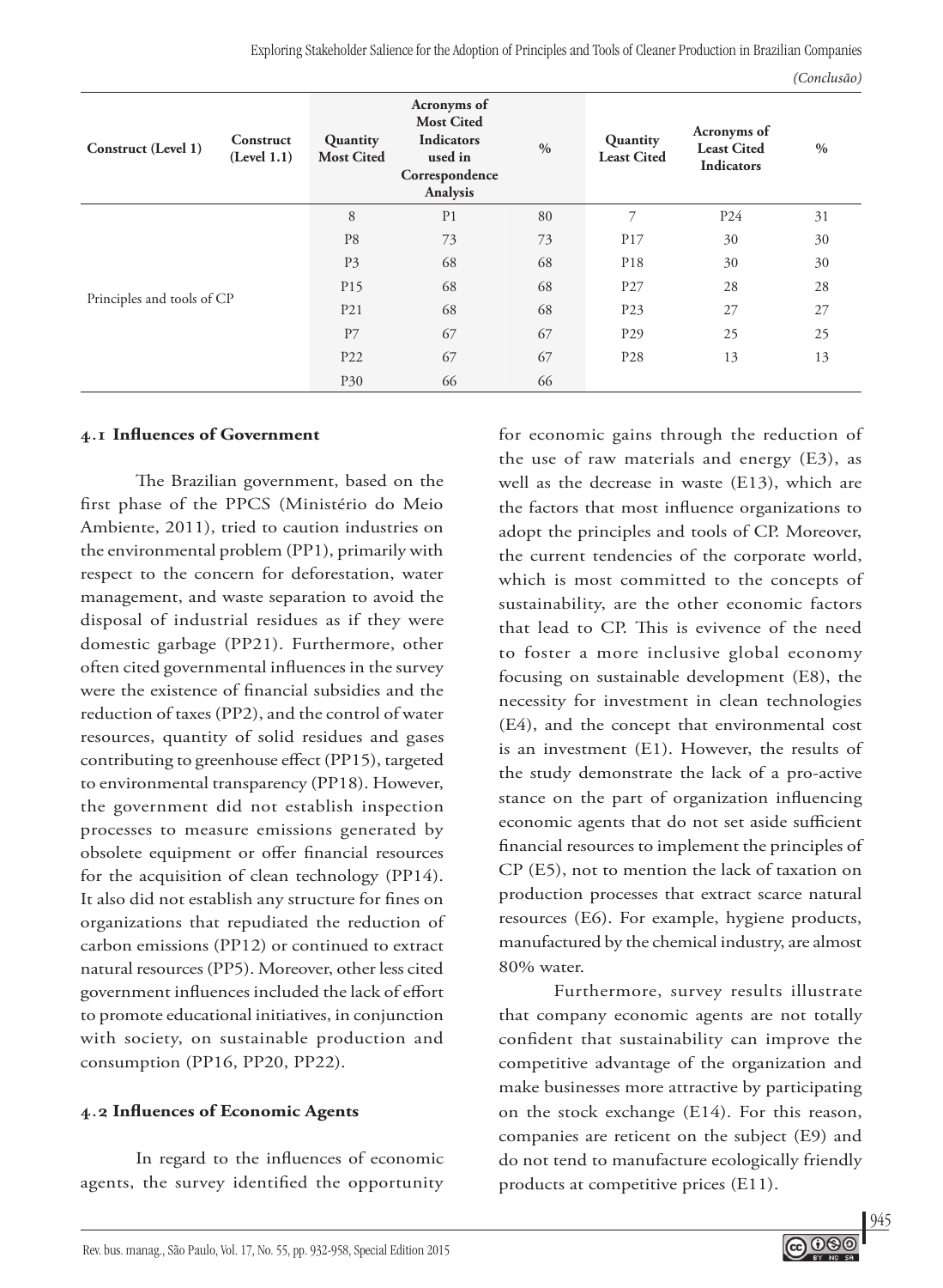*(Conclusão)*

| Construct (Level 1) | Construct (Level 1.1) | Quantity Most Cited | Acronyms of Most Cited Indicators used in Correspondence Analysis | % | Quantity Least Cited | Acronyms of Least Cited Indicators | % |
|---|---|---|---|---|---|---|---|
| Principles and tools of CP | | 8 | P1 | 80 | 7 | P24 | 31 |
| | | P8 | 73 | 73 | P17 | 30 | 30 |
| | | P3 | 68 | 68 | P18 | 30 | 30 |
| | | P15 | 68 | 68 | P27 | 28 | 28 |
| | | P21 | 68 | 68 | P23 | 27 | 27 |
| | | P7 | 67 | 67 | P29 | 25 | 25 |
| | | P22 | 67 | 67 | P28 | 13 | 13 |
| | | P30 | 66 | 66 | | | |

### 4.1 Influences of Government

The Brazilian government, based on the first phase of the PPCS (Ministério do Meio Ambiente, 2011), tried to caution industries on the environmental problem (PP1), primarily with respect to the concern for deforestation, water management, and waste separation to avoid the disposal of industrial residues as if they were domestic garbage (PP21). Furthermore, other often cited governmental influences in the survey were the existence of financial subsidies and the reduction of taxes (PP2), and the control of water resources, quantity of solid residues and gases contributing to greenhouse effect (PP15), targeted to environmental transparency (PP18). However, the government did not establish inspection processes to measure emissions generated by obsolete equipment or offer financial resources for the acquisition of clean technology (PP14). It also did not establish any structure for fines on organizations that repudiated the reduction of carbon emissions (PP12) or continued to extract natural resources (PP5). Moreover, other less cited government influences included the lack of effort to promote educational initiatives, in conjunction with society, on sustainable production and consumption (PP16, PP20, PP22).

### 4.2 Influences of Economic Agents

In regard to the influences of economic agents, the survey identified the opportunity for economic gains through the reduction of the use of raw materials and energy (E3), as well as the decrease in waste (E13), which are the factors that most influence organizations to adopt the principles and tools of CP. Moreover, the current tendencies of the corporate world, which is most committed to the concepts of sustainability, are the other economic factors that lead to CP. This is evivence of the need to foster a more inclusive global economy focusing on sustainable development (E8), the necessity for investment in clean technologies (E4), and the concept that environmental cost is an investment (E1). However, the results of the study demonstrate the lack of a pro-active stance on the part of organization influencing economic agents that do not set aside sufficient financial resources to implement the principles of CP (E5), not to mention the lack of taxation on production processes that extract scarce natural resources (E6). For example, hygiene products, manufactured by the chemical industry, are almost 80% water.

Furthermore, survey results illustrate that company economic agents are not totally confident that sustainability can improve the competitive advantage of the organization and make businesses more attractive by participating on the stock exchange (E14). For this reason, companies are reticent on the subject (E9) and do not tend to manufacture ecologically friendly products at competitive prices (E11).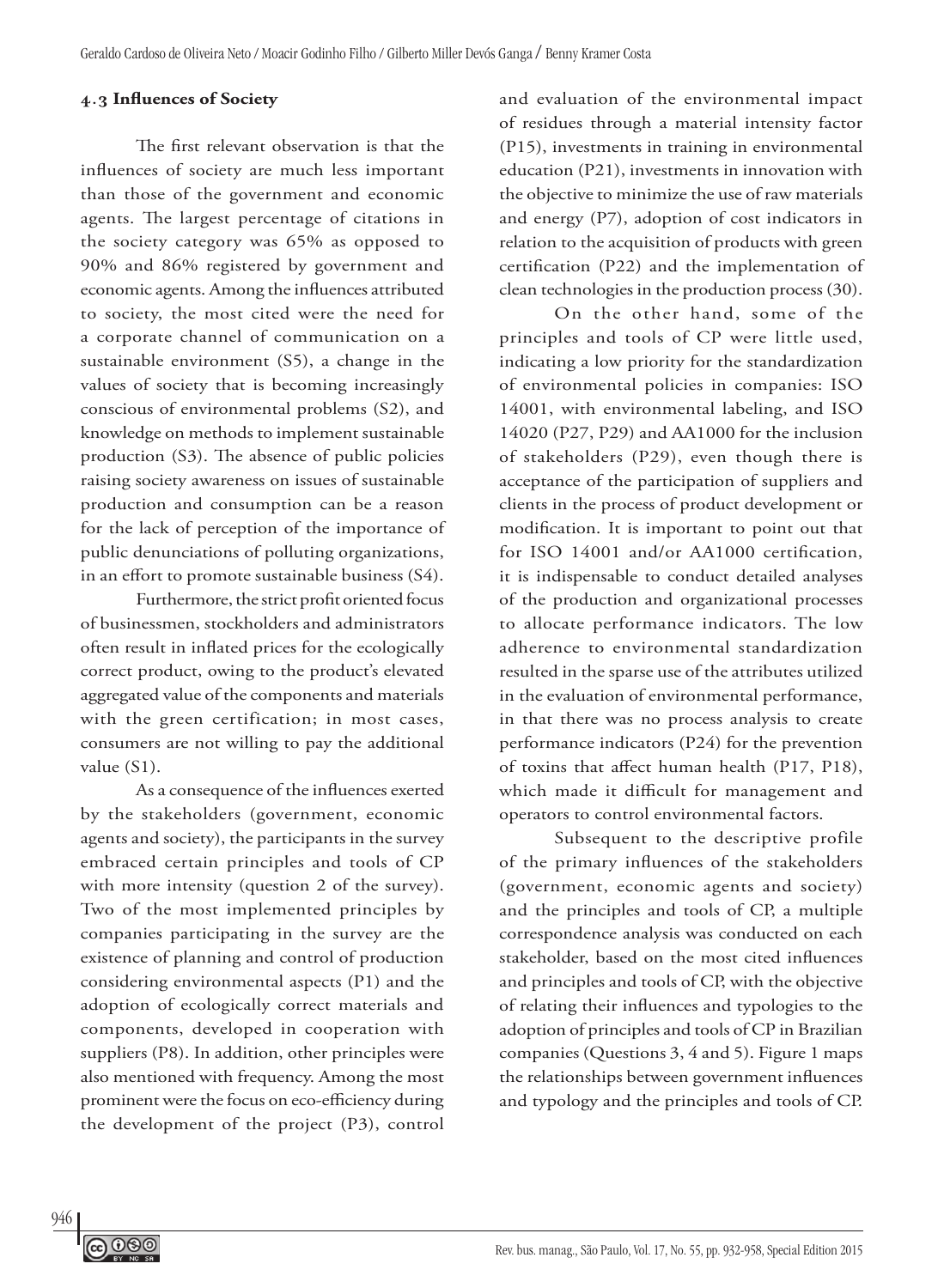### 4.3 Influences of Society

The first relevant observation is that the influences of society are much less important than those of the government and economic agents. The largest percentage of citations in the society category was 65% as opposed to 90% and 86% registered by government and economic agents. Among the influences attributed to society, the most cited were the need for a corporate channel of communication on a sustainable environment (S5), a change in the values of society that is becoming increasingly conscious of environmental problems (S2), and knowledge on methods to implement sustainable production (S3). The absence of public policies raising society awareness on issues of sustainable production and consumption can be a reason for the lack of perception of the importance of public denunciations of polluting organizations, in an effort to promote sustainable business (S4).

Furthermore, the strict profit oriented focus of businessmen, stockholders and administrators often result in inflated prices for the ecologically correct product, owing to the product's elevated aggregated value of the components and materials with the green certification; in most cases, consumers are not willing to pay the additional value (S1).

As a consequence of the influences exerted by the stakeholders (government, economic agents and society), the participants in the survey embraced certain principles and tools of CP with more intensity (question 2 of the survey). Two of the most implemented principles by companies participating in the survey are the existence of planning and control of production considering environmental aspects (P1) and the adoption of ecologically correct materials and components, developed in cooperation with suppliers (P8). In addition, other principles were also mentioned with frequency. Among the most prominent were the focus on eco-efficiency during the development of the project (P3), control and evaluation of the environmental impact of residues through a material intensity factor (P15), investments in training in environmental education (P21), investments in innovation with the objective to minimize the use of raw materials and energy (P7), adoption of cost indicators in relation to the acquisition of products with green certification (P22) and the implementation of clean technologies in the production process (30).

On the other hand, some of the principles and tools of CP were little used, indicating a low priority for the standardization of environmental policies in companies: ISO 14001, with environmental labeling, and ISO 14020 (P27, P29) and AA1000 for the inclusion of stakeholders (P29), even though there is acceptance of the participation of suppliers and clients in the process of product development or modification. It is important to point out that for ISO 14001 and/or AA1000 certification, it is indispensable to conduct detailed analyses of the production and organizational processes to allocate performance indicators. The low adherence to environmental standardization resulted in the sparse use of the attributes utilized in the evaluation of environmental performance, in that there was no process analysis to create performance indicators (P24) for the prevention of toxins that affect human health (P17, P18), which made it difficult for management and operators to control environmental factors.

Subsequent to the descriptive profile of the primary influences of the stakeholders (government, economic agents and society) and the principles and tools of CP, a multiple correspondence analysis was conducted on each stakeholder, based on the most cited influences and principles and tools of CP, with the objective of relating their influences and typologies to the adoption of principles and tools of CP in Brazilian companies (Questions 3, 4 and 5). Figure 1 maps the relationships between government influences and typology and the principles and tools of CP.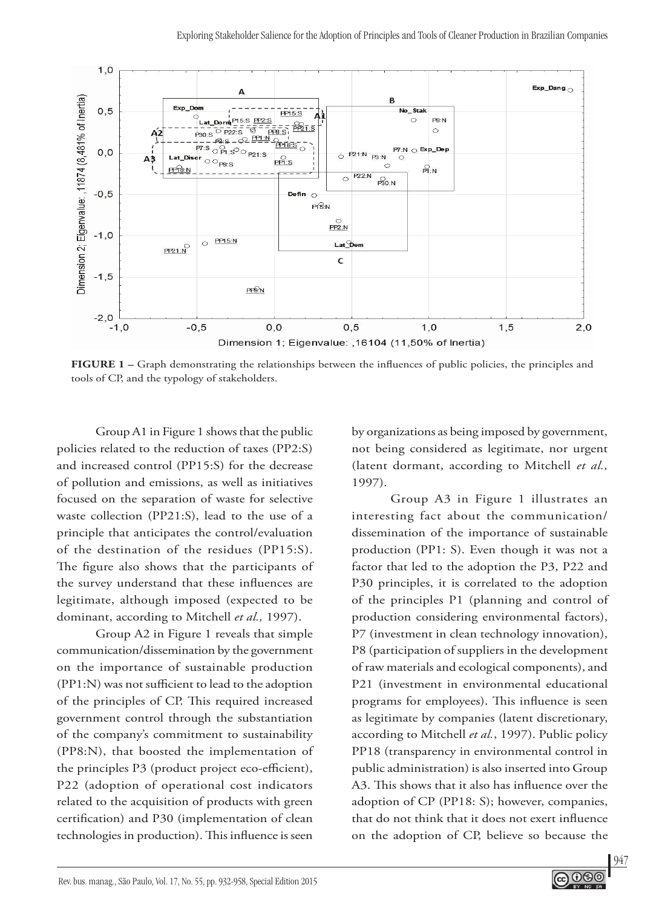**FIGURE 1** – Graph demonstrating the relationships between the influences of public policies, the principles and tools of CP, and the typology of stakeholders.

Group A1 in Figure 1 shows that the public policies related to the reduction of taxes (PP2:S) and increased control (PP15:S) for the decrease of pollution and emissions, as well as initiatives focused on the separation of waste for selective waste collection (PP21:S), lead to the use of a principle that anticipates the control/evaluation of the destination of the residues (PP15:S). The figure also shows that the participants of the survey understand that these influences are legitimate, although imposed (expected to be dominant, according to Mitchell *et al.,* 1997).

Group A2 in Figure 1 reveals that simple communication/dissemination by the government on the importance of sustainable production (PP1:N) was not sufficient to lead to the adoption of the principles of CP. This required increased government control through the substantiation of the company's commitment to sustainability (PP8:N), that boosted the implementation of the principles P3 (product project eco-efficient), P22 (adoption of operational cost indicators related to the acquisition of products with green certification) and P30 (implementation of clean technologies in production). This influence is seen by organizations as being imposed by government, not being considered as legitimate, nor urgent (latent dormant, according to Mitchell *et al.,* 1997).

Group A3 in Figure 1 illustrates an interesting fact about the communication/dissemination of the importance of sustainable production (PP1: S). Even though it was not a factor that led to the adoption the P3, P22 and P30 principles, it is correlated to the adoption of the principles P1 (planning and control of production considering environmental factors), P7 (investment in clean technology innovation), P8 (participation of suppliers in the development of raw materials and ecological components), and P21 (investment in environmental educational programs for employees). This influence is seen as legitimate by companies (latent discretionary, according to Mitchell *et al.*, 1997). Public policy PP18 (transparency in environmental control in public administration) is also inserted into Group A3. This shows that it also has influence over the adoption of CP (PP18: S); however, companies, that do not think that it does not exert influence on the adoption of CP, believe so because the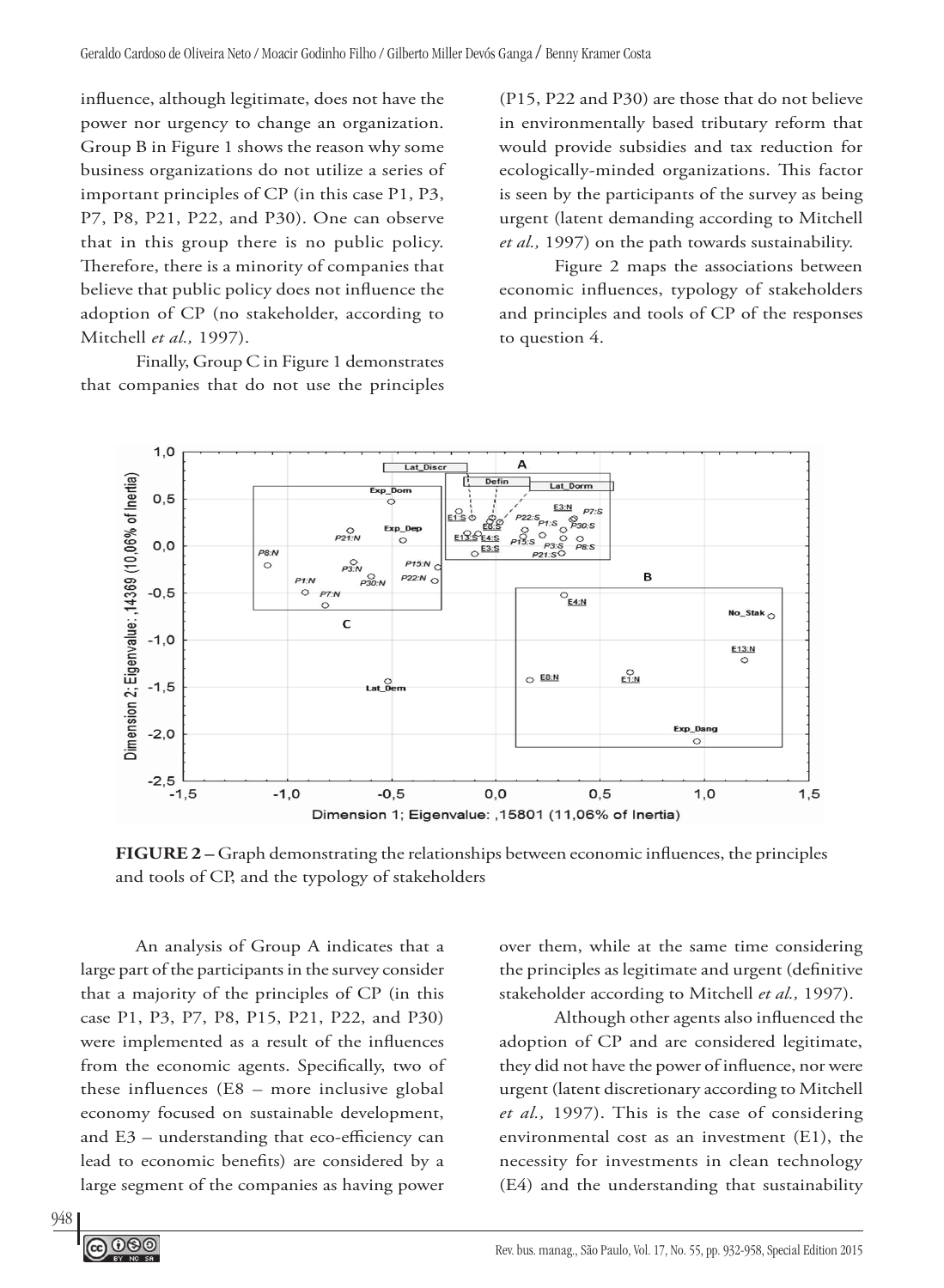influence, although legitimate, does not have the power nor urgency to change an organization. Group B in Figure 1 shows the reason why some business organizations do not utilize a series of important principles of CP (in this case P1, P3, P7, P8, P21, P22, and P30). One can observe that in this group there is no public policy. Therefore, there is a minority of companies that believe that public policy does not influence the adoption of CP (no stakeholder, according to Mitchell *et al.,* 1997).

Finally, Group C in Figure 1 demonstrates that companies that do not use the principles (P15, P22 and P30) are those that do not believe in environmentally based tributary reform that would provide subsidies and tax reduction for ecologically-minded organizations. This factor is seen by the participants of the survey as being urgent (latent demanding according to Mitchell *et al.,* 1997) on the path towards sustainability.

Figure 2 maps the associations between economic influences, typology of stakeholders and principles and tools of CP of the responses to question 4.

A
B
C
Lat_Discr
Defin
Lat_Dorm
Exp_Dom
Exp_Dep
E1:S
E8:S
E13:S
E4:S
E3:S
E3:N
P7:S
P22:S
P1:S
P30:S
P15:S
P3:S
P8:S
P21:S
P21:N
P8:N
P3:N
P15:N
P22:N
P30:N
P1:N
P7:N
E4:N
No_Stak
E13:N
E8:N
E1:N
Lat_Dem
Exp_Dang
Dimension 2; Eigenvalue: ,14369 (10,06% of Inertia)
Dimension 1; Eigenvalue: ,15801 (11,06% of Inertia)
1,0
0,5
0,0
-0,5
-1,0
-1,5
-2,0
-2,5
-1,5
-1,0
-0,5
0,0
0,5
1,0
1,5

**FIGURE 2 –** Graph demonstrating the relationships between economic influences, the principles and tools of CP, and the typology of stakeholders

An analysis of Group A indicates that a large part of the participants in the survey consider that a majority of the principles of CP (in this case P1, P3, P7, P8, P15, P21, P22, and P30) were implemented as a result of the influences from the economic agents. Specifically, two of these influences (E8 – more inclusive global economy focused on sustainable development, and E3 – understanding that eco-efficiency can lead to economic benefits) are considered by a large segment of the companies as having power over them, while at the same time considering the principles as legitimate and urgent (definitive stakeholder according to Mitchell *et al.,* 1997).

Although other agents also influenced the adoption of CP and are considered legitimate, they did not have the power of influence, nor were urgent (latent discretionary according to Mitchell *et al.,* 1997). This is the case of considering environmental cost as an investment (E1), the necessity for investments in clean technology (E4) and the understanding that sustainability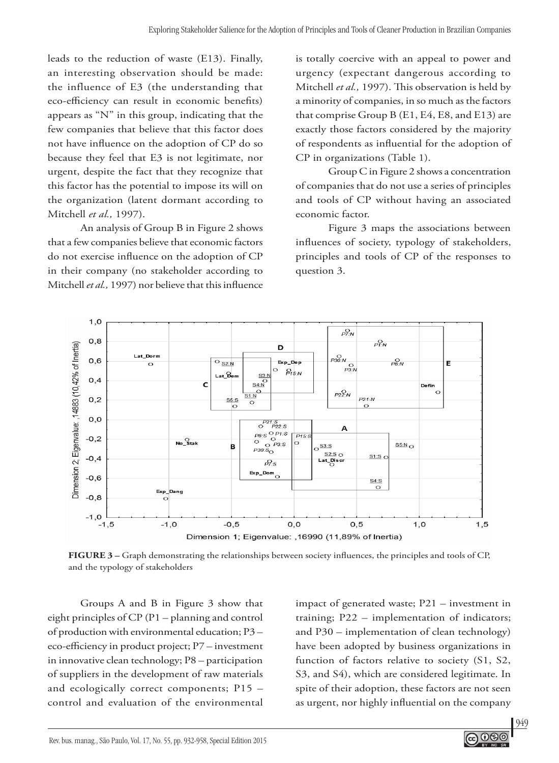leads to the reduction of waste (E13). Finally, an interesting observation should be made: the influence of E3 (the understanding that eco-efficiency can result in economic benefits) appears as "N" in this group, indicating that the few companies that believe that this factor does not have influence on the adoption of CP do so because they feel that E3 is not legitimate, nor urgent, despite the fact that they recognize that this factor has the potential to impose its will on the organization (latent dormant according to Mitchell *et al.,* 1997).

An analysis of Group B in Figure 2 shows that a few companies believe that economic factors do not exercise influence on the adoption of CP in their company (no stakeholder according to Mitchell *et al.,* 1997) nor believe that this influence is totally coercive with an appeal to power and urgency (expectant dangerous according to Mitchell *et al.,* 1997). This observation is held by a minority of companies, in so much as the factors that comprise Group B (E1, E4, E8, and E13) are exactly those factors considered by the majority of respondents as influential for the adoption of CP in organizations (Table 1).

Group C in Figure 2 shows a concentration of companies that do not use a series of principles and tools of CP without having an associated economic factor.

Figure 3 maps the associations between influences of society, typology of stakeholders, principles and tools of CP of the responses to question 3.

Dimension 2; Eigenvalue: ,14883 (10,42% of Inertia)
Dimension 1; Eigenvalue: ,16990 (11,89% of Inertia)
1,0
0,8
0,6
0,4
0,2
0,0
-0,2
-0,4
-0,6
-0,8
-1,0
-1,5
-1,0
-0,5
0,0
0,5
1,0
1,5
Lat_Dorm
S2:N
Lat_Dem
S3:N
S4:N
S1:N
S6:S
Exp_Dep
P15:N
P7:N
P1:N
P30:N
P3:N
P8:N
P22:N
P21:N
Defin
No_Stak
P21:S
P22:S
P8:S
P1:S
P3:S
P30:S
P7:S
P15:S
S3:S
S2:S
Lat_Discr
S1:S
S5:N
S4:S
Exp_Dom
Exp_Dang
A
B
C
D
E

**FIGURE 3 –** Graph demonstrating the relationships between society influences, the principles and tools of CP, and the typology of stakeholders

Groups A and B in Figure 3 show that eight principles of CP (P1 – planning and control of production with environmental education; P3 – eco-efficiency in product project; P7 – investment in innovative clean technology; P8 – participation of suppliers in the development of raw materials and ecologically correct components; P15 – control and evaluation of the environmental impact of generated waste; P21 – investment in training; P22 – implementation of indicators; and P30 – implementation of clean technology) have been adopted by business organizations in function of factors relative to society (S1, S2, S3, and S4), which are considered legitimate. In spite of their adoption, these factors are not seen as urgent, nor highly influential on the company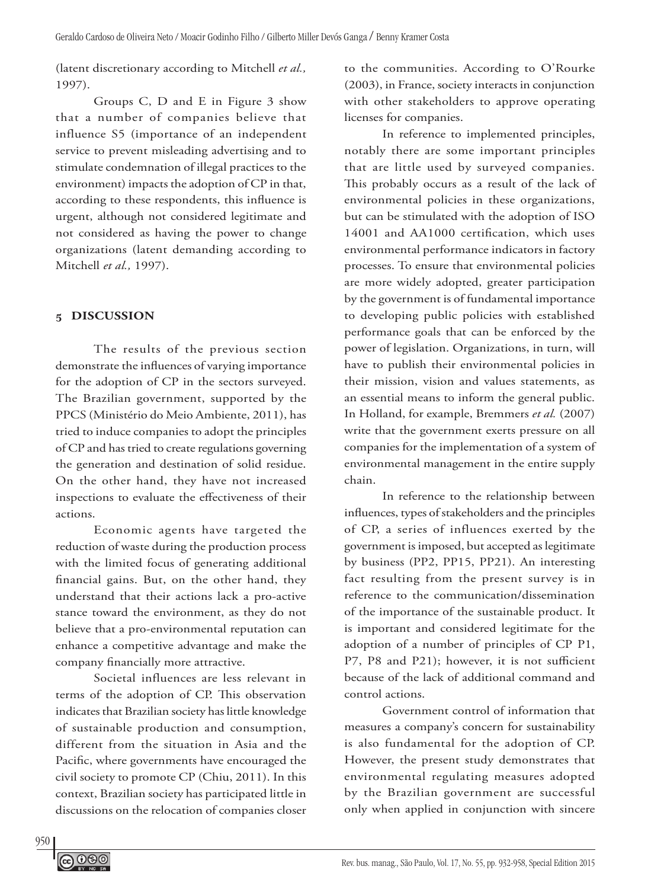(latent discretionary according to Mitchell *et al.,* 1997).

Groups C, D and E in Figure 3 show that a number of companies believe that influence S5 (importance of an independent service to prevent misleading advertising and to stimulate condemnation of illegal practices to the environment) impacts the adoption of CP in that, according to these respondents, this influence is urgent, although not considered legitimate and not considered as having the power to change organizations (latent demanding according to Mitchell *et al.,* 1997).

## 5 DISCUSSION

The results of the previous section demonstrate the influences of varying importance for the adoption of CP in the sectors surveyed. The Brazilian government, supported by the PPCS (Ministério do Meio Ambiente, 2011), has tried to induce companies to adopt the principles of CP and has tried to create regulations governing the generation and destination of solid residue. On the other hand, they have not increased inspections to evaluate the effectiveness of their actions.

Economic agents have targeted the reduction of waste during the production process with the limited focus of generating additional financial gains. But, on the other hand, they understand that their actions lack a pro-active stance toward the environment, as they do not believe that a pro-environmental reputation can enhance a competitive advantage and make the company financially more attractive.

Societal influences are less relevant in terms of the adoption of CP. This observation indicates that Brazilian society has little knowledge of sustainable production and consumption, different from the situation in Asia and the Pacific, where governments have encouraged the civil society to promote CP (Chiu, 2011). In this context, Brazilian society has participated little in discussions on the relocation of companies closer to the communities. According to O'Rourke (2003), in France, society interacts in conjunction with other stakeholders to approve operating licenses for companies.

In reference to implemented principles, notably there are some important principles that are little used by surveyed companies. This probably occurs as a result of the lack of environmental policies in these organizations, but can be stimulated with the adoption of ISO 14001 and AA1000 certification, which uses environmental performance indicators in factory processes. To ensure that environmental policies are more widely adopted, greater participation by the government is of fundamental importance to developing public policies with established performance goals that can be enforced by the power of legislation. Organizations, in turn, will have to publish their environmental policies in their mission, vision and values statements, as an essential means to inform the general public. In Holland, for example, Bremmers *et al.* (2007) write that the government exerts pressure on all companies for the implementation of a system of environmental management in the entire supply chain.

In reference to the relationship between influences, types of stakeholders and the principles of CP, a series of influences exerted by the government is imposed, but accepted as legitimate by business (PP2, PP15, PP21). An interesting fact resulting from the present survey is in reference to the communication/dissemination of the importance of the sustainable product. It is important and considered legitimate for the adoption of a number of principles of CP P1, P7, P8 and P21); however, it is not sufficient because of the lack of additional command and control actions.

Government control of information that measures a company's concern for sustainability is also fundamental for the adoption of CP. However, the present study demonstrates that environmental regulating measures adopted by the Brazilian government are successful only when applied in conjunction with sincere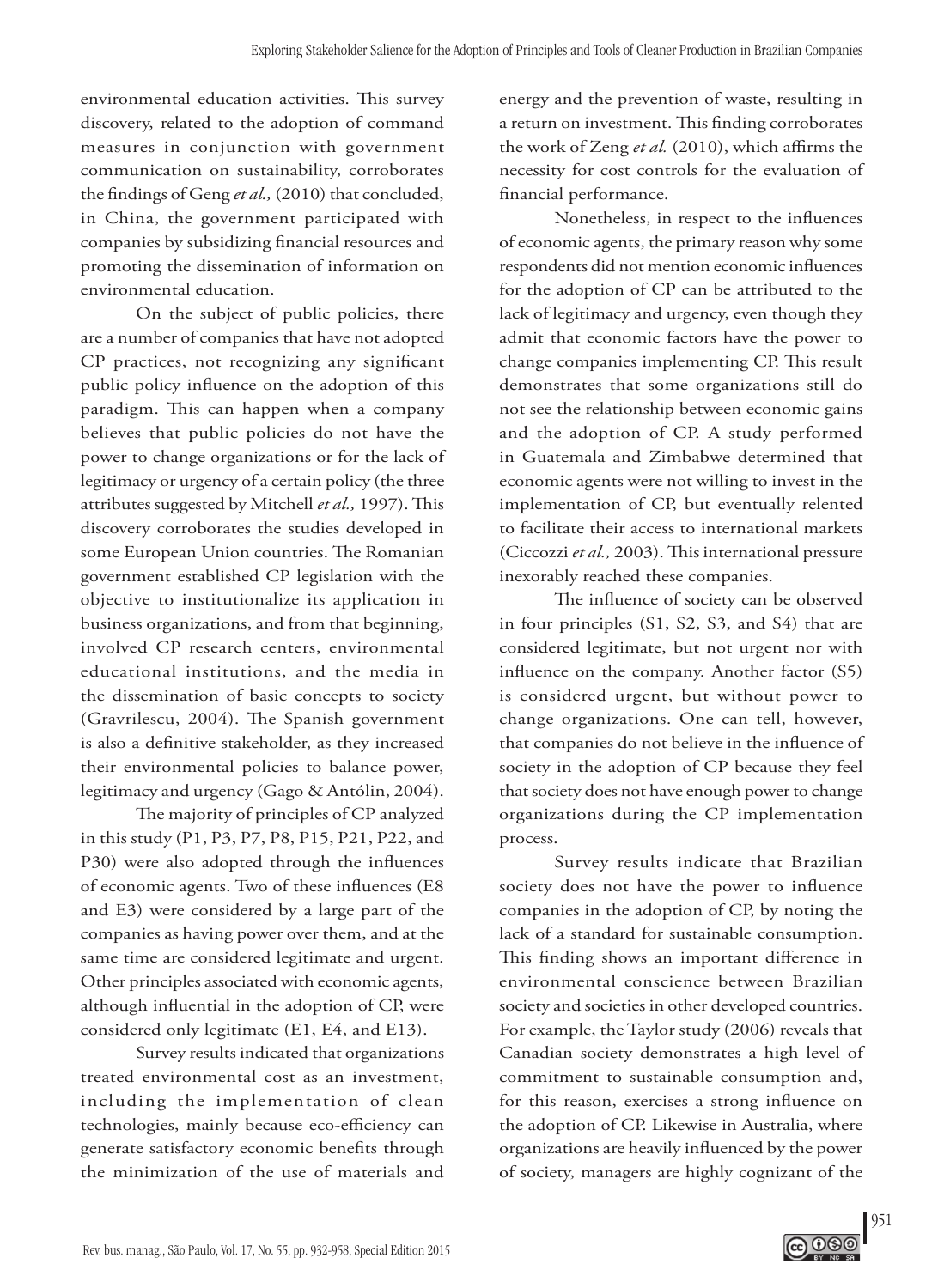environmental education activities. This survey discovery, related to the adoption of command measures in conjunction with government communication on sustainability, corroborates the findings of Geng *et al.,* (2010) that concluded, in China, the government participated with companies by subsidizing financial resources and promoting the dissemination of information on environmental education.

On the subject of public policies, there are a number of companies that have not adopted CP practices, not recognizing any significant public policy influence on the adoption of this paradigm. This can happen when a company believes that public policies do not have the power to change organizations or for the lack of legitimacy or urgency of a certain policy (the three attributes suggested by Mitchell *et al.,* 1997). This discovery corroborates the studies developed in some European Union countries. The Romanian government established CP legislation with the objective to institutionalize its application in business organizations, and from that beginning, involved CP research centers, environmental educational institutions, and the media in the dissemination of basic concepts to society (Gravrilescu, 2004). The Spanish government is also a definitive stakeholder, as they increased their environmental policies to balance power, legitimacy and urgency (Gago & Antólin, 2004).

The majority of principles of CP analyzed in this study (P1, P3, P7, P8, P15, P21, P22, and P30) were also adopted through the influences of economic agents. Two of these influences (E8 and E3) were considered by a large part of the companies as having power over them, and at the same time are considered legitimate and urgent. Other principles associated with economic agents, although influential in the adoption of CP, were considered only legitimate (E1, E4, and E13).

Survey results indicated that organizations treated environmental cost as an investment, including the implementation of clean technologies, mainly because eco-efficiency can generate satisfactory economic benefits through the minimization of the use of materials and energy and the prevention of waste, resulting in a return on investment. This finding corroborates the work of Zeng *et al.* (2010), which affirms the necessity for cost controls for the evaluation of financial performance.

Nonetheless, in respect to the influences of economic agents, the primary reason why some respondents did not mention economic influences for the adoption of CP can be attributed to the lack of legitimacy and urgency, even though they admit that economic factors have the power to change companies implementing CP. This result demonstrates that some organizations still do not see the relationship between economic gains and the adoption of CP. A study performed in Guatemala and Zimbabwe determined that economic agents were not willing to invest in the implementation of CP, but eventually relented to facilitate their access to international markets (Ciccozzi *et al.,* 2003). This international pressure inexorably reached these companies.

The influence of society can be observed in four principles (S1, S2, S3, and S4) that are considered legitimate, but not urgent nor with influence on the company. Another factor (S5) is considered urgent, but without power to change organizations. One can tell, however, that companies do not believe in the influence of society in the adoption of CP because they feel that society does not have enough power to change organizations during the CP implementation process.

Survey results indicate that Brazilian society does not have the power to influence companies in the adoption of CP, by noting the lack of a standard for sustainable consumption. This finding shows an important difference in environmental conscience between Brazilian society and societies in other developed countries. For example, the Taylor study (2006) reveals that Canadian society demonstrates a high level of commitment to sustainable consumption and, for this reason, exercises a strong influence on the adoption of CP. Likewise in Australia, where organizations are heavily influenced by the power of society, managers are highly cognizant of the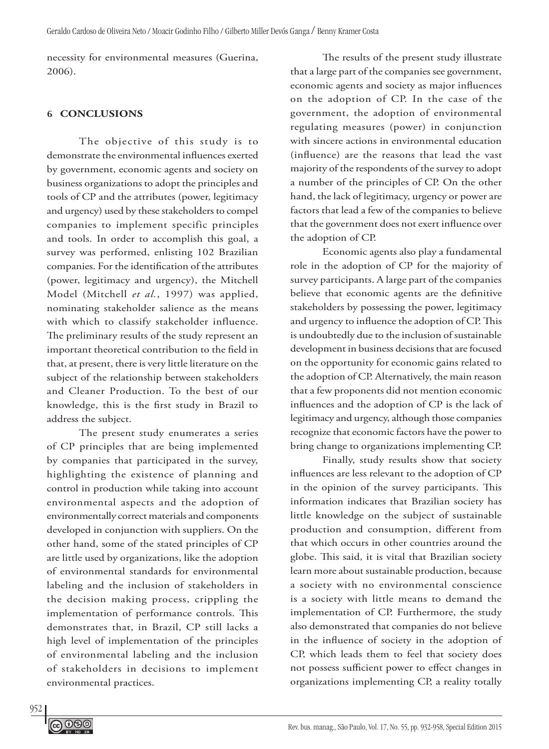necessity for environmental measures (Guerina, 2006).

## 6 CONCLUSIONS

The objective of this study is to demonstrate the environmental influences exerted by government, economic agents and society on business organizations to adopt the principles and tools of CP and the attributes (power, legitimacy and urgency) used by these stakeholders to compel companies to implement specific principles and tools. In order to accomplish this goal, a survey was performed, enlisting 102 Brazilian companies. For the identification of the attributes (power, legitimacy and urgency), the Mitchell Model (Mitchell *et al.*, 1997) was applied, nominating stakeholder salience as the means with which to classify stakeholder influence. The preliminary results of the study represent an important theoretical contribution to the field in that, at present, there is very little literature on the subject of the relationship between stakeholders and Cleaner Production. To the best of our knowledge, this is the first study in Brazil to address the subject.

The present study enumerates a series of CP principles that are being implemented by companies that participated in the survey, highlighting the existence of planning and control in production while taking into account environmental aspects and the adoption of environmentally correct materials and components developed in conjunction with suppliers. On the other hand, some of the stated principles of CP are little used by organizations, like the adoption of environmental standards for environmental labeling and the inclusion of stakeholders in the decision making process, crippling the implementation of performance controls. This demonstrates that, in Brazil, CP still lacks a high level of implementation of the principles of environmental labeling and the inclusion of stakeholders in decisions to implement environmental practices.

The results of the present study illustrate that a large part of the companies see government, economic agents and society as major influences on the adoption of CP. In the case of the government, the adoption of environmental regulating measures (power) in conjunction with sincere actions in environmental education (influence) are the reasons that lead the vast majority of the respondents of the survey to adopt a number of the principles of CP. On the other hand, the lack of legitimacy, urgency or power are factors that lead a few of the companies to believe that the government does not exert influence over the adoption of CP.

Economic agents also play a fundamental role in the adoption of CP for the majority of survey participants. A large part of the companies believe that economic agents are the definitive stakeholders by possessing the power, legitimacy and urgency to influence the adoption of CP. This is undoubtedly due to the inclusion of sustainable development in business decisions that are focused on the opportunity for economic gains related to the adoption of CP. Alternatively, the main reason that a few proponents did not mention economic influences and the adoption of CP is the lack of legitimacy and urgency, although those companies recognize that economic factors have the power to bring change to organizations implementing CP.

Finally, study results show that society influences are less relevant to the adoption of CP in the opinion of the survey participants. This information indicates that Brazilian society has little knowledge on the subject of sustainable production and consumption, different from that which occurs in other countries around the globe. This said, it is vital that Brazilian society learn more about sustainable production, because a society with no environmental conscience is a society with little means to demand the implementation of CP. Furthermore, the study also demonstrated that companies do not believe in the influence of society in the adoption of CP, which leads them to feel that society does not possess sufficient power to effect changes in organizations implementing CP, a reality totally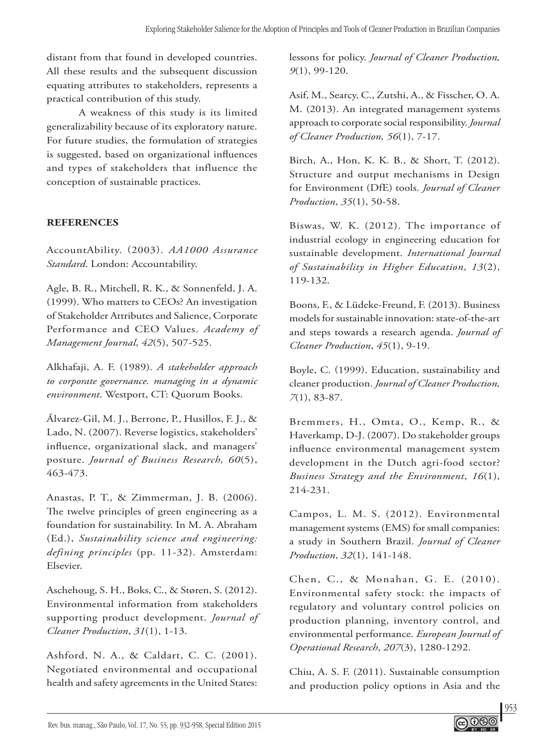distant from that found in developed countries. All these results and the subsequent discussion equating attributes to stakeholders, represents a practical contribution of this study.

A weakness of this study is its limited generalizability because of its exploratory nature. For future studies, the formulation of strategies is suggested, based on organizational influences and types of stakeholders that influence the conception of sustainable practices.

## REFERENCES

AccountAbility. (2003). *AA1000 Assurance Standard*. London: Accountability.

Agle, B. R., Mitchell, R. K., & Sonnenfeld, J. A. (1999). Who matters to CEOs? An investigation of Stakeholder Attributes and Salience, Corporate Performance and CEO Values. *Academy of Management Journal*, *42*(5), 507-525.

Alkhafaji, A. F. (1989). *A stakeholder approach to corporate governance. managing in a dynamic environment*. Westport, CT: Quorum Books.

Álvarez-Gil, M. J., Berrone, P., Husillos, F. J., & Lado, N. (2007). Reverse logistics, stakeholders' influence, organizational slack, and managers' posture. *Journal of Business Research, 60*(5), 463-473.

Anastas, P. T., & Zimmerman, J. B. (2006). The twelve principles of green engineering as a foundation for sustainability. In M. A. Abraham (Ed.), *Sustainability science and engineering: defining principles* (pp. 11-32). Amsterdam: Elsevier.

Aschehoug, S. H., Boks, C., & Støren, S. (2012). Environmental information from stakeholders supporting product development. *Journal of Cleaner Production*, *31*(1), 1-13.

Ashford, N. A., & Caldart, C. C. (2001). Negotiated environmental and occupational health and safety agreements in the United States: lessons for policy. *Journal of Cleaner Production, 9*(1), 99-120.

Asif, M., Searcy, C., Zutshi, A., & Fisscher, O. A. M. (2013). An integrated management systems approach to corporate social responsibility. *Journal of Cleaner Production, 56*(1), 7-17.

Birch, A., Hon, K. K. B., & Short, T. (2012). Structure and output mechanisms in Design for Environment (DfE) tools. *Journal of Cleaner Production*, *35*(1), 50-58.

Biswas, W. K. (2012). The importance of industrial ecology in engineering education for sustainable development. *International Journal of Sustainability in Higher Education*, *13*(2), 119-132.

Boons, F., & Lüdeke-Freund, F. (2013). Business models for sustainable innovation: state-of-the-art and steps towards a research agenda. *Journal of Cleaner Production*, *45*(1), 9-19.

Boyle, C. (1999). Education, sustainability and cleaner production. *Journal of Cleaner Production, 7*(1), 83-87.

Bremmers, H., Omta, O., Kemp, R., & Haverkamp, D-J. (2007). Do stakeholder groups influence environmental management system development in the Dutch agri-food sector? *Business Strategy and the Environment*, *16*(1), 214-231.

Campos, L. M. S. (2012). Environmental management systems (EMS) for small companies: a study in Southern Brazil. *Journal of Cleaner Production*, *32*(1), 141-148.

Chen, C., & Monahan, G. E. (2010). Environmental safety stock: the impacts of regulatory and voluntary control policies on production planning, inventory control, and environmental performance. *European Journal of Operational Research*, *207*(3), 1280-1292.

Chiu, A. S. F. (2011). Sustainable consumption and production policy options in Asia and the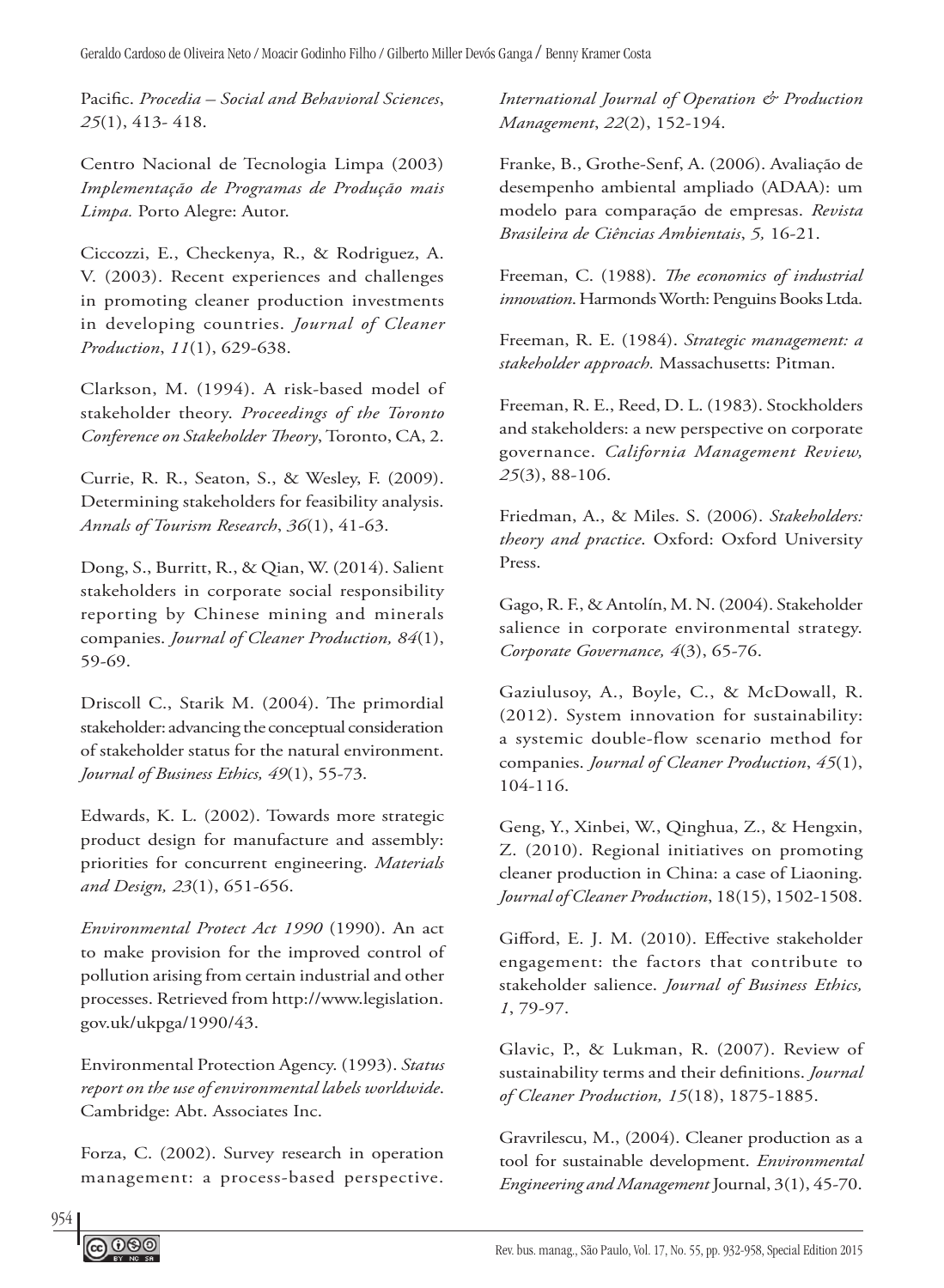Pacific. *Procedia – Social and Behavioral Sciences*, *25*(1), 413- 418.

Centro Nacional de Tecnologia Limpa (2003) *Implementação de Programas de Produção mais Limpa.* Porto Alegre: Autor.

Ciccozzi, E., Checkenya, R., & Rodriguez, A. V. (2003). Recent experiences and challenges in promoting cleaner production investments in developing countries. *Journal of Cleaner Production*, *11*(1), 629-638.

Clarkson, M. (1994). A risk-based model of stakeholder theory. *Proceedings of the Toronto Conference on Stakeholder Theory*, Toronto, CA, 2.

Currie, R. R., Seaton, S., & Wesley, F. (2009). Determining stakeholders for feasibility analysis. *Annals of Tourism Research*, *36*(1), 41-63.

Dong, S., Burritt, R., & Qian, W. (2014). Salient stakeholders in corporate social responsibility reporting by Chinese mining and minerals companies. *Journal of Cleaner Production, 84*(1), 59-69.

Driscoll C., Starik M. (2004). The primordial stakeholder: advancing the conceptual consideration of stakeholder status for the natural environment. *Journal of Business Ethics, 49*(1), 55-73.

Edwards, K. L. (2002). Towards more strategic product design for manufacture and assembly: priorities for concurrent engineering. *Materials and Design, 23*(1), 651-656.

*Environmental Protect Act 1990* (1990). An act to make provision for the improved control of pollution arising from certain industrial and other processes. Retrieved from http://www.legislation.gov.uk/ukpga/1990/43.

Environmental Protection Agency. (1993). *Status report on the use of environmental labels worldwide*. Cambridge: Abt. Associates Inc.

Forza, C. (2002). Survey research in operation management: a process-based perspective. *International Journal of Operation & Production Management*, *22*(2), 152-194.

Franke, B., Grothe-Senf, A. (2006). Avaliação de desempenho ambiental ampliado (ADAA): um modelo para comparação de empresas. *Revista Brasileira de Ciências Ambientais*, *5,* 16-21.

Freeman, C. (1988). *The economics of industrial innovation*. Harmonds Worth: Penguins Books Ltda.

Freeman, R. E. (1984). *Strategic management: a stakeholder approach.* Massachusetts: Pitman.

Freeman, R. E., Reed, D. L. (1983). Stockholders and stakeholders: a new perspective on corporate governance. *California Management Review, 25*(3), 88-106.

Friedman, A., & Miles. S. (2006). *Stakeholders: theory and practice*. Oxford: Oxford University Press.

Gago, R. F., & Antolín, M. N. (2004). Stakeholder salience in corporate environmental strategy. *Corporate Governance, 4*(3), 65-76.

Gaziulusoy, A., Boyle, C., & McDowall, R. (2012). System innovation for sustainability: a systemic double-flow scenario method for companies. *Journal of Cleaner Production*, *45*(1), 104-116.

Geng, Y., Xinbei, W., Qinghua, Z., & Hengxin, Z. (2010). Regional initiatives on promoting cleaner production in China: a case of Liaoning. *Journal of Cleaner Production*, 18(15), 1502-1508.

Gifford, E. J. M. (2010). Effective stakeholder engagement: the factors that contribute to stakeholder salience. *Journal of Business Ethics, 1*, 79-97.

Glavic, P., & Lukman, R. (2007). Review of sustainability terms and their definitions. *Journal of Cleaner Production, 15*(18), 1875-1885.

Gravrilescu, M., (2004). Cleaner production as a tool for sustainable development. *Environmental Engineering and Management* Journal, 3(1), 45-70.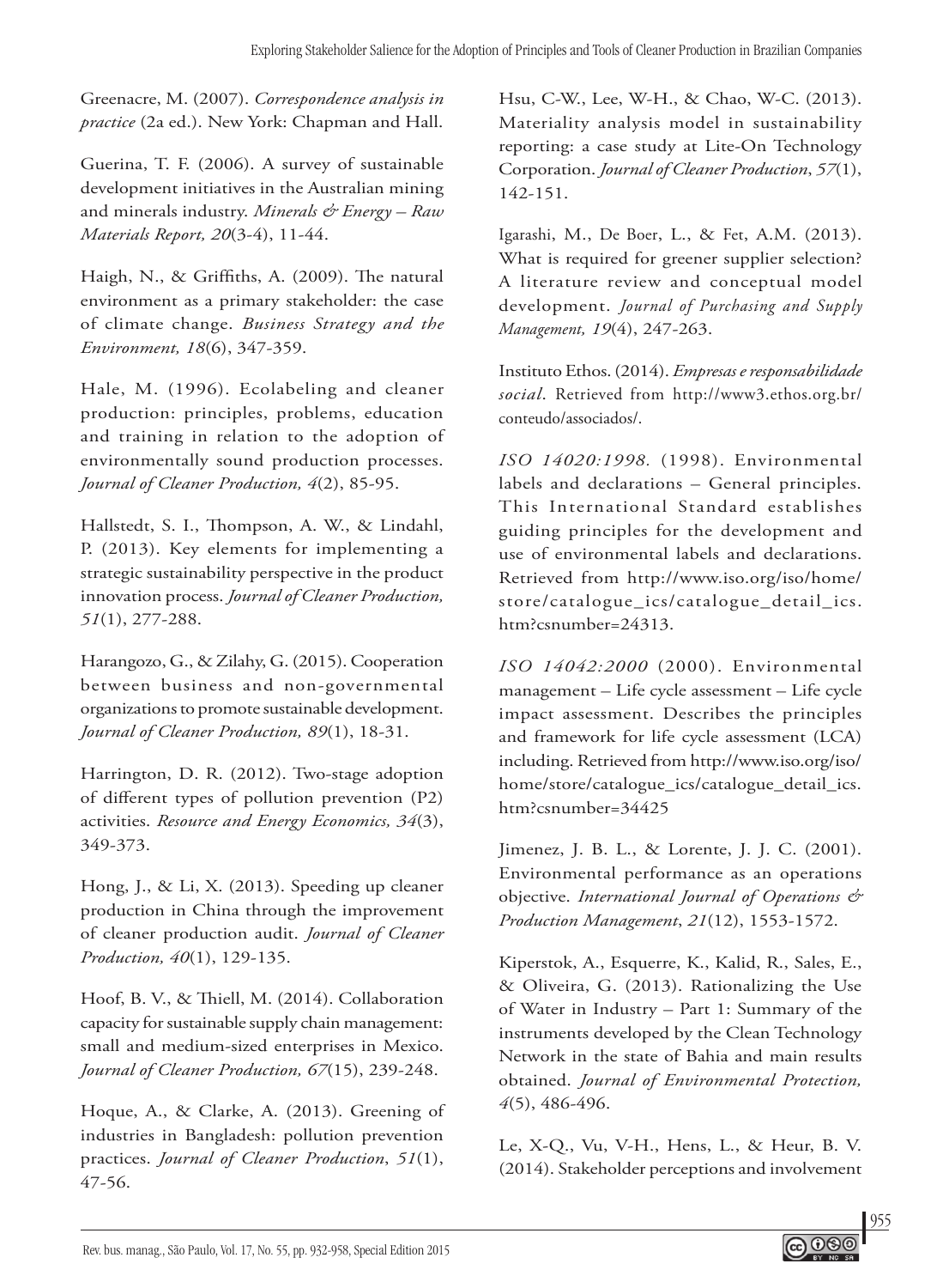Greenacre, M. (2007). *Correspondence analysis in practice* (2a ed.). New York: Chapman and Hall.

Guerina, T. F. (2006). A survey of sustainable development initiatives in the Australian mining and minerals industry. *Minerals & Energy – Raw Materials Report, 20*(3-4), 11-44.

Haigh, N., & Griffiths, A. (2009). The natural environment as a primary stakeholder: the case of climate change. *Business Strategy and the Environment, 18*(6), 347-359.

Hale, M. (1996). Ecolabeling and cleaner production: principles, problems, education and training in relation to the adoption of environmentally sound production processes. *Journal of Cleaner Production, 4*(2), 85-95.

Hallstedt, S. I., Thompson, A. W., & Lindahl, P. (2013). Key elements for implementing a strategic sustainability perspective in the product innovation process. *Journal of Cleaner Production, 51*(1), 277-288.

Harangozo, G., & Zilahy, G. (2015). Cooperation between business and non-governmental organizations to promote sustainable development. *Journal of Cleaner Production, 89*(1), 18-31.

Harrington, D. R. (2012). Two-stage adoption of different types of pollution prevention (P2) activities. *Resource and Energy Economics, 34*(3), 349-373.

Hong, J., & Li, X. (2013). Speeding up cleaner production in China through the improvement of cleaner production audit. *Journal of Cleaner Production, 40*(1), 129-135.

Hoof, B. V., & Thiell, M. (2014). Collaboration capacity for sustainable supply chain management: small and medium-sized enterprises in Mexico. *Journal of Cleaner Production, 67*(15), 239-248.

Hoque, A., & Clarke, A. (2013). Greening of industries in Bangladesh: pollution prevention practices. *Journal of Cleaner Production*, *51*(1), 47-56.

Hsu, C-W., Lee, W-H., & Chao, W-C. (2013). Materiality analysis model in sustainability reporting: a case study at Lite-On Technology Corporation. *Journal of Cleaner Production*, *57*(1), 142-151.

Igarashi, M., De Boer, L., & Fet, A.M. (2013). What is required for greener supplier selection? A literature review and conceptual model development. *Journal of Purchasing and Supply Management, 19*(4), 247-263.

Instituto Ethos. (2014). *Empresas e responsabilidade social*. Retrieved from http://www3.ethos.org.br/conteudo/associados/.

*ISO 14020:1998.* (1998). Environmental labels and declarations – General principles. This International Standard establishes guiding principles for the development and use of environmental labels and declarations. Retrieved from http://www.iso.org/iso/home/store/catalogue_ics/catalogue_detail_ics.htm?csnumber=24313.

*ISO 14042:2000* (2000). Environmental management – Life cycle assessment – Life cycle impact assessment. Describes the principles and framework for life cycle assessment (LCA) including. Retrieved from http://www.iso.org/iso/home/store/catalogue_ics/catalogue_detail_ics.htm?csnumber=34425

Jimenez, J. B. L., & Lorente, J. J. C. (2001). Environmental performance as an operations objective. *International Journal of Operations & Production Management*, *21*(12), 1553-1572.

Kiperstok, A., Esquerre, K., Kalid, R., Sales, E., & Oliveira, G. (2013). Rationalizing the Use of Water in Industry – Part 1: Summary of the instruments developed by the Clean Technology Network in the state of Bahia and main results obtained. *Journal of Environmental Protection, 4*(5), 486-496.

Le, X-Q., Vu, V-H., Hens, L., & Heur, B. V. (2014). Stakeholder perceptions and involvement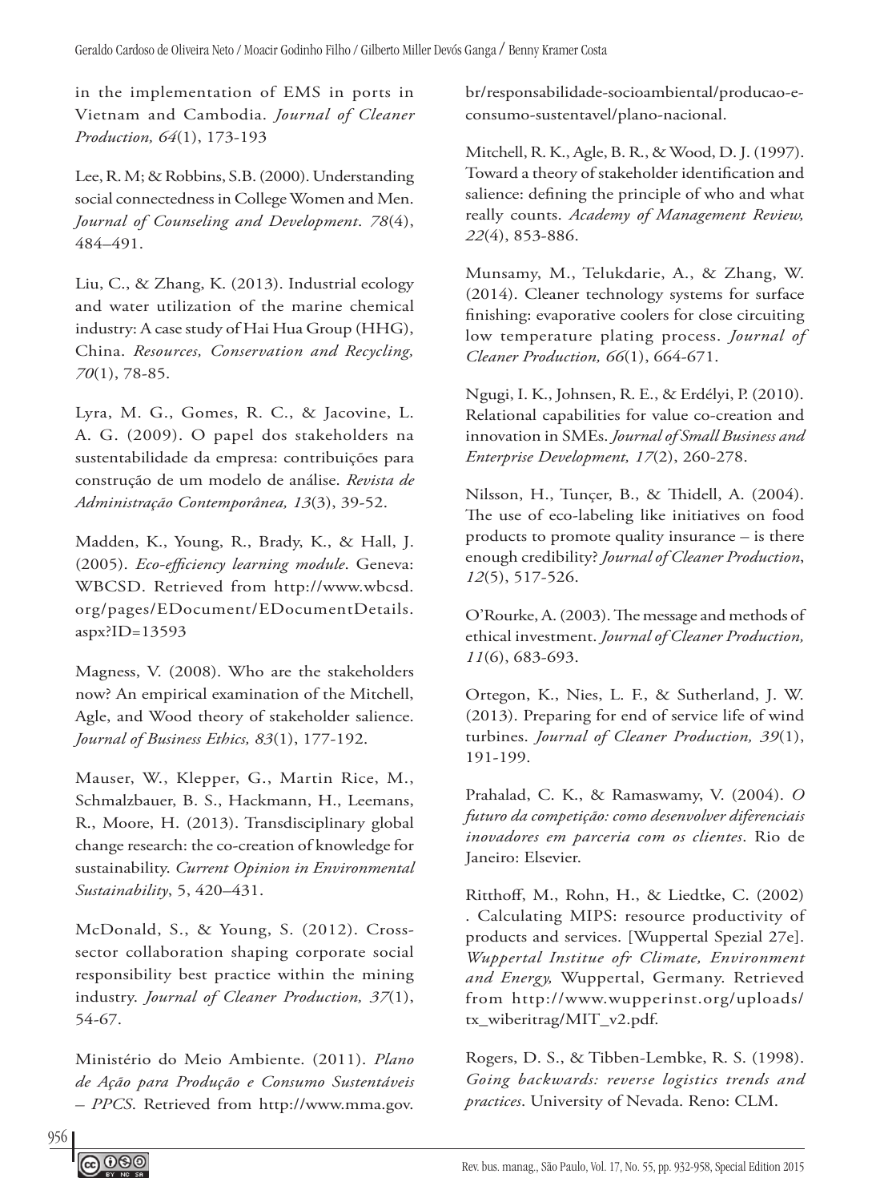in the implementation of EMS in ports in Vietnam and Cambodia. *Journal of Cleaner Production, 64*(1), 173-193

Lee, R. M; & Robbins, S.B. (2000). Understanding social connectedness in College Women and Men. *Journal of Counseling and Development*. *78*(4), 484–491.

Liu, C., & Zhang, K. (2013). Industrial ecology and water utilization of the marine chemical industry: A case study of Hai Hua Group (HHG), China. *Resources, Conservation and Recycling, 70*(1), 78-85.

Lyra, M. G., Gomes, R. C., & Jacovine, L. A. G. (2009). O papel dos stakeholders na sustentabilidade da empresa: contribuições para construção de um modelo de análise. *Revista de Administração Contemporânea, 13*(3), 39-52.

Madden, K., Young, R., Brady, K., & Hall, J. (2005). *Eco-efficiency learning module*. Geneva: WBCSD. Retrieved from http://www.wbcsd.org/pages/EDocument/EDocumentDetails.aspx?ID=13593

Magness, V. (2008). Who are the stakeholders now? An empirical examination of the Mitchell, Agle, and Wood theory of stakeholder salience. *Journal of Business Ethics, 83*(1), 177-192.

Mauser, W., Klepper, G., Martin Rice, M., Schmalzbauer, B. S., Hackmann, H., Leemans, R., Moore, H. (2013). Transdisciplinary global change research: the co-creation of knowledge for sustainability. *Current Opinion in Environmental Sustainability*, 5, 420–431.

McDonald, S., & Young, S. (2012). Cross-sector collaboration shaping corporate social responsibility best practice within the mining industry. *Journal of Cleaner Production, 37*(1), 54-67.

Ministério do Meio Ambiente. (2011). *Plano de Ação para Produção e Consumo Sustentáveis – PPCS*. Retrieved from http://www.mma.gov.br/responsabilidade-socioambiental/producao-e-consumo-sustentavel/plano-nacional.

Mitchell, R. K., Agle, B. R., & Wood, D. J. (1997). Toward a theory of stakeholder identification and salience: defining the principle of who and what really counts. *Academy of Management Review, 22*(4), 853-886.

Munsamy, M., Telukdarie, A., & Zhang, W. (2014). Cleaner technology systems for surface finishing: evaporative coolers for close circuiting low temperature plating process. *Journal of Cleaner Production, 66*(1), 664-671.

Ngugi, I. K., Johnsen, R. E., & Erdélyi, P. (2010). Relational capabilities for value co-creation and innovation in SMEs. *Journal of Small Business and Enterprise Development, 17*(2), 260-278.

Nilsson, H., Tunçer, B., & Thidell, A. (2004). The use of eco-labeling like initiatives on food products to promote quality insurance – is there enough credibility? *Journal of Cleaner Production*, *12*(5), 517-526.

O'Rourke, A. (2003). The message and methods of ethical investment. *Journal of Cleaner Production, 11*(6), 683-693.

Ortegon, K., Nies, L. F., & Sutherland, J. W. (2013). Preparing for end of service life of wind turbines. *Journal of Cleaner Production, 39*(1), 191-199.

Prahalad, C. K., & Ramaswamy, V. (2004). *O futuro da competição: como desenvolver diferenciais inovadores em parceria com os clientes*. Rio de Janeiro: Elsevier.

Ritthoff, M., Rohn, H., & Liedtke, C. (2002) . Calculating MIPS: resource productivity of products and services. [Wuppertal Spezial 27e]. *Wuppertal Institue ofr Climate, Environment and Energy,* Wuppertal, Germany. Retrieved from http://www.wupperinst.org/uploads/tx_wiberitrag/MIT_v2.pdf.

Rogers, D. S., & Tibben-Lembke, R. S. (1998). *Going backwards: reverse logistics trends and practices*. University of Nevada. Reno: CLM.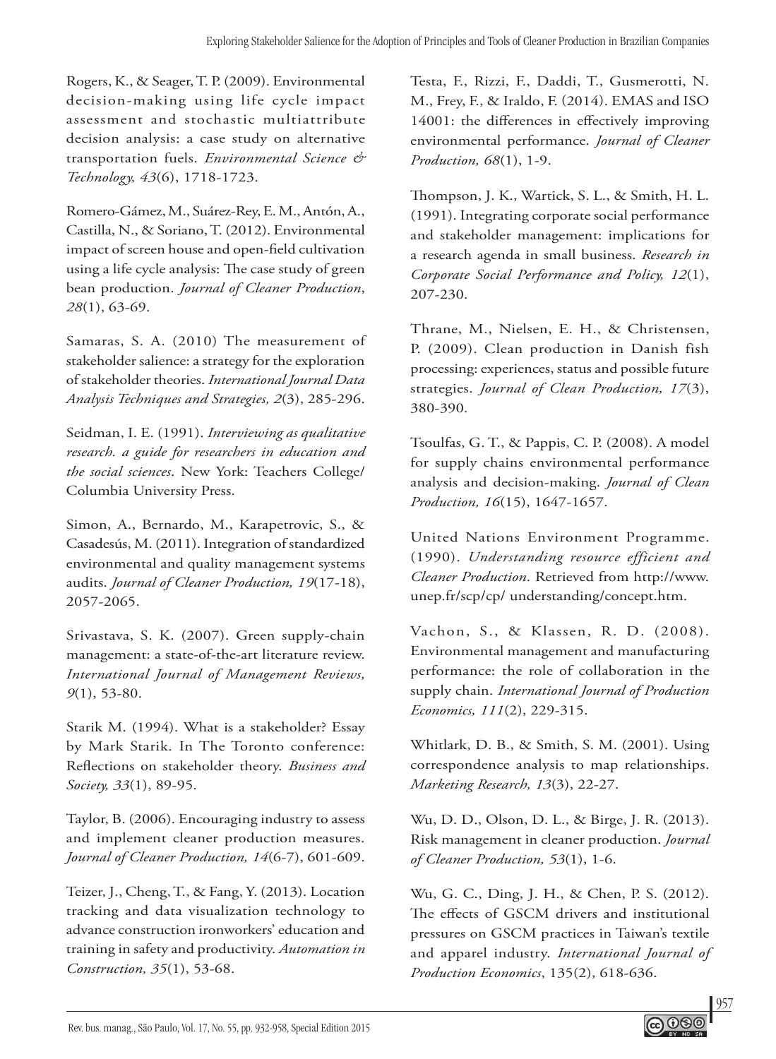Rogers, K., & Seager, T. P. (2009). Environmental decision-making using life cycle impact assessment and stochastic multiattribute decision analysis: a case study on alternative transportation fuels. *Environmental Science & Technology, 43*(6), 1718-1723.

Romero-Gámez, M., Suárez-Rey, E. M., Antón, A., Castilla, N., & Soriano, T. (2012). Environmental impact of screen house and open-field cultivation using a life cycle analysis: The case study of green bean production. *Journal of Cleaner Production*, *28*(1), 63-69.

Samaras, S. A. (2010) The measurement of stakeholder salience: a strategy for the exploration of stakeholder theories. *International Journal Data Analysis Techniques and Strategies, 2*(3), 285-296.

Seidman, I. E. (1991). *Interviewing as qualitative research. a guide for researchers in education and the social sciences*. New York: Teachers College/ Columbia University Press.

Simon, A., Bernardo, M., Karapetrovic, S., & Casadesús, M. (2011). Integration of standardized environmental and quality management systems audits. *Journal of Cleaner Production, 19*(17-18), 2057-2065.

Srivastava, S. K. (2007). Green supply-chain management: a state-of-the-art literature review. *International Journal of Management Reviews, 9*(1), 53-80.

Starik M. (1994). What is a stakeholder? Essay by Mark Starik. In The Toronto conference: Reflections on stakeholder theory. *Business and Society, 33*(1), 89-95.

Taylor, B. (2006). Encouraging industry to assess and implement cleaner production measures. *Journal of Cleaner Production, 14*(6-7), 601-609.

Teizer, J., Cheng, T., & Fang, Y. (2013). Location tracking and data visualization technology to advance construction ironworkers' education and training in safety and productivity. *Automation in Construction, 35*(1), 53-68.

Testa, F., Rizzi, F., Daddi, T., Gusmerotti, N. M., Frey, F., & Iraldo, F. (2014). EMAS and ISO 14001: the differences in effectively improving environmental performance. *Journal of Cleaner Production, 68*(1), 1-9.

Thompson, J. K., Wartick, S. L., & Smith, H. L. (1991). Integrating corporate social performance and stakeholder management: implications for a research agenda in small business. *Research in Corporate Social Performance and Policy, 12*(1), 207-230.

Thrane, M., Nielsen, E. H., & Christensen, P. (2009). Clean production in Danish fish processing: experiences, status and possible future strategies. *Journal of Clean Production, 17*(3), 380-390.

Tsoulfas, G. T., & Pappis, C. P. (2008). A model for supply chains environmental performance analysis and decision-making. *Journal of Clean Production, 16*(15), 1647-1657.

United Nations Environment Programme. (1990). *Understanding resource efficient and Cleaner Production*. Retrieved from http://www.unep.fr/scp/cp/ understanding/concept.htm.

Vachon, S., & Klassen, R. D. (2008). Environmental management and manufacturing performance: the role of collaboration in the supply chain. *International Journal of Production Economics, 111*(2), 229-315.

Whitlark, D. B., & Smith, S. M. (2001). Using correspondence analysis to map relationships. *Marketing Research, 13*(3), 22-27.

Wu, D. D., Olson, D. L., & Birge, J. R. (2013). Risk management in cleaner production. *Journal of Cleaner Production, 53*(1), 1-6.

Wu, G. C., Ding, J. H., & Chen, P. S. (2012). The effects of GSCM drivers and institutional pressures on GSCM practices in Taiwan's textile and apparel industry. *International Journal of Production Economics*, 135(2), 618-636.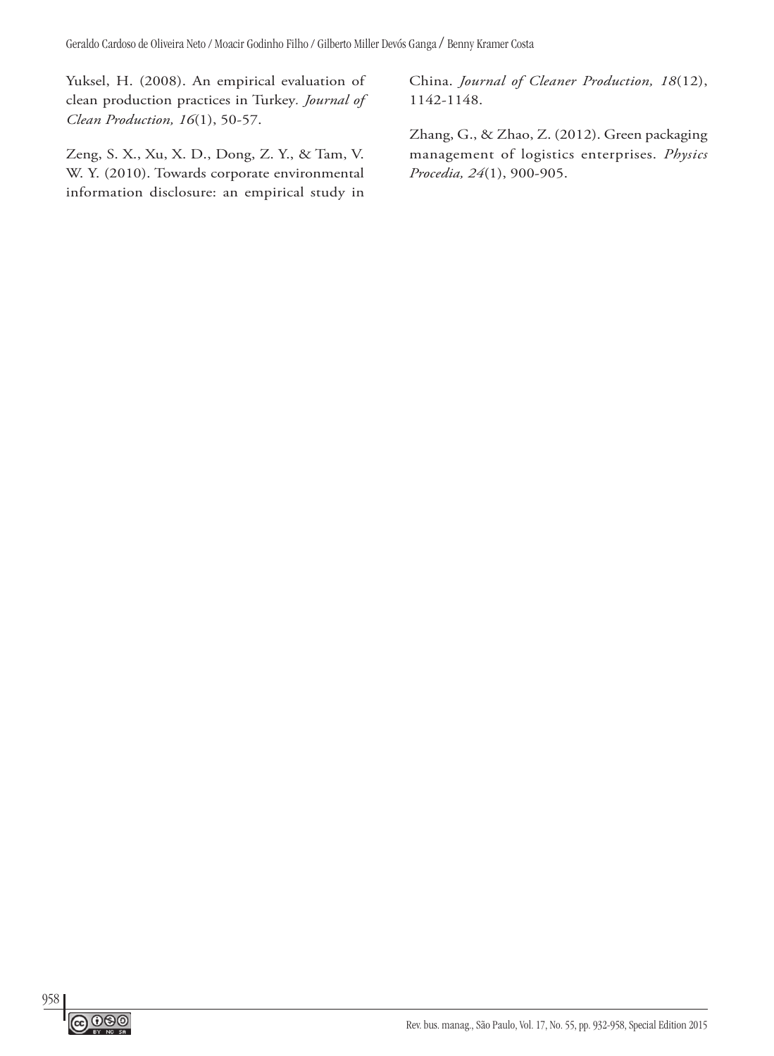Yuksel, H. (2008). An empirical evaluation of clean production practices in Turkey. *Journal of Clean Production, 16*(1), 50-57.

Zeng, S. X., Xu, X. D., Dong, Z. Y., & Tam, V. W. Y. (2010). Towards corporate environmental information disclosure: an empirical study in China. *Journal of Cleaner Production, 18*(12), 1142-1148.

Zhang, G., & Zhao, Z. (2012). Green packaging management of logistics enterprises. *Physics Procedia, 24*(1), 900-905.